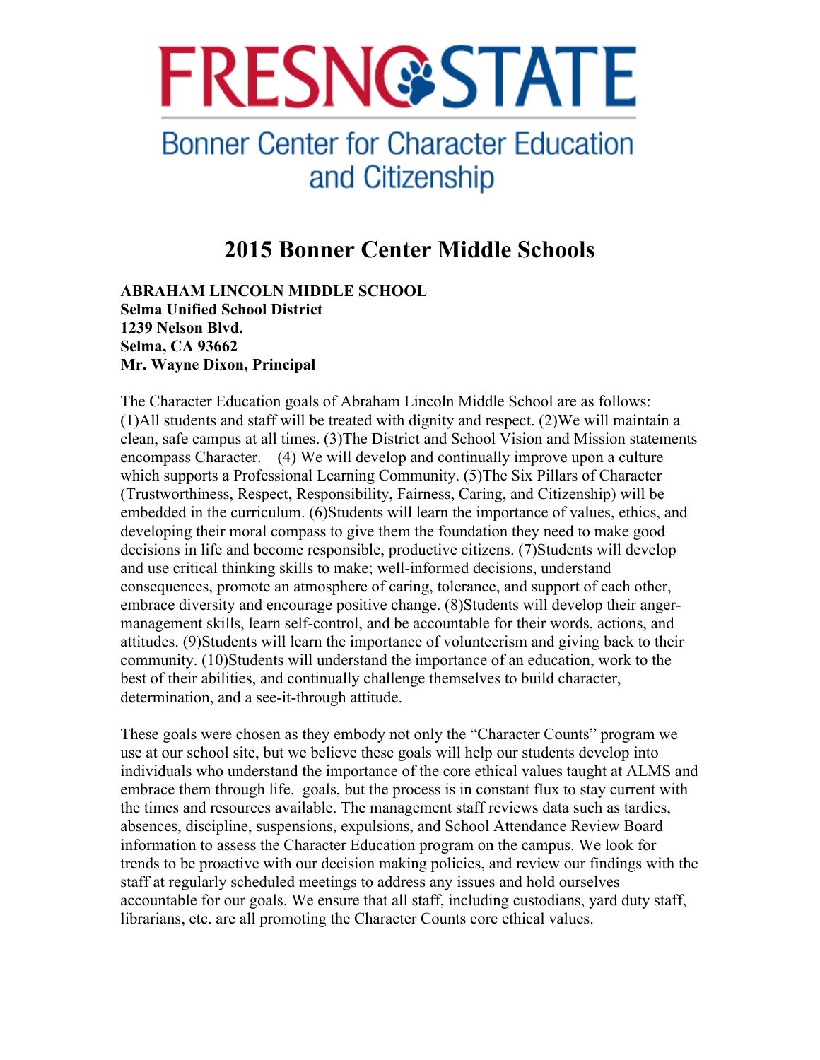# FRESNO STATE

## Bonner Center for Character Education and Citizenship

# 2015 Bonner Center Middle Schools

**ABRAHAM LINCOLN MIDDLE SCHOOL**
**Selma Unified School District**
**1239 Nelson Blvd.**
**Selma, CA 93662**
**Mr. Wayne Dixon, Principal**

The Character Education goals of Abraham Lincoln Middle School are as follows: (1)All students and staff will be treated with dignity and respect. (2)We will maintain a clean, safe campus at all times. (3)The District and School Vision and Mission statements encompass Character. (4) We will develop and continually improve upon a culture which supports a Professional Learning Community. (5)The Six Pillars of Character (Trustworthiness, Respect, Responsibility, Fairness, Caring, and Citizenship) will be embedded in the curriculum. (6)Students will learn the importance of values, ethics, and developing their moral compass to give them the foundation they need to make good decisions in life and become responsible, productive citizens. (7)Students will develop and use critical thinking skills to make; well-informed decisions, understand consequences, promote an atmosphere of caring, tolerance, and support of each other, embrace diversity and encourage positive change. (8)Students will develop their anger-management skills, learn self-control, and be accountable for their words, actions, and attitudes. (9)Students will learn the importance of volunteerism and giving back to their community. (10)Students will understand the importance of an education, work to the best of their abilities, and continually challenge themselves to build character, determination, and a see-it-through attitude.

These goals were chosen as they embody not only the "Character Counts" program we use at our school site, but we believe these goals will help our students develop into individuals who understand the importance of the core ethical values taught at ALMS and embrace them through life. goals, but the process is in constant flux to stay current with the times and resources available. The management staff reviews data such as tardies, absences, discipline, suspensions, expulsions, and School Attendance Review Board information to assess the Character Education program on the campus. We look for trends to be proactive with our decision making policies, and review our findings with the staff at regularly scheduled meetings to address any issues and hold ourselves accountable for our goals. We ensure that all staff, including custodians, yard duty staff, librarians, etc. are all promoting the Character Counts core ethical values.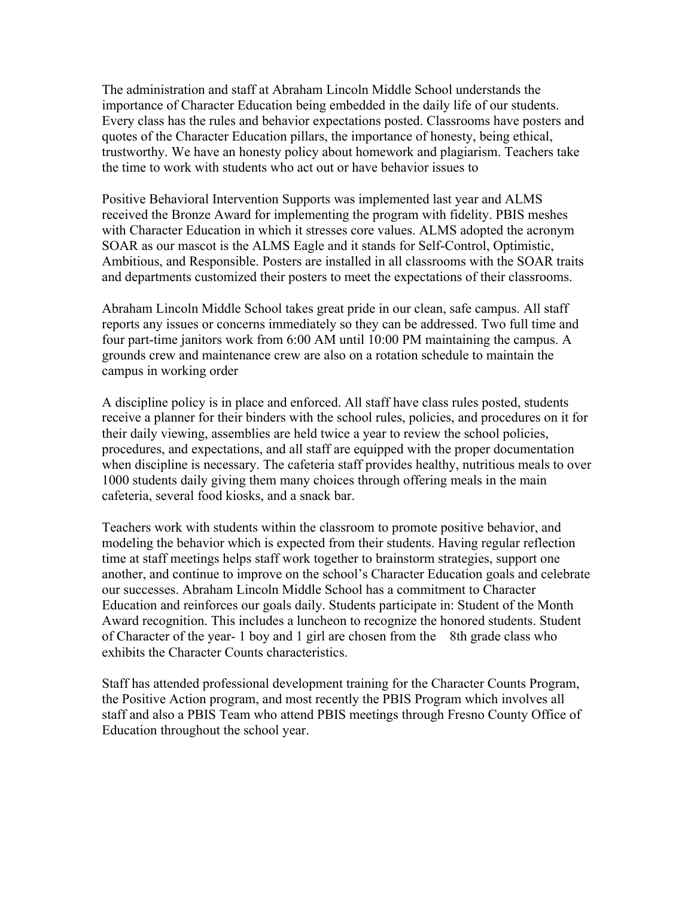The administration and staff at Abraham Lincoln Middle School understands the importance of Character Education being embedded in the daily life of our students. Every class has the rules and behavior expectations posted. Classrooms have posters and quotes of the Character Education pillars, the importance of honesty, being ethical, trustworthy. We have an honesty policy about homework and plagiarism. Teachers take the time to work with students who act out or have behavior issues to

Positive Behavioral Intervention Supports was implemented last year and ALMS received the Bronze Award for implementing the program with fidelity. PBIS meshes with Character Education in which it stresses core values. ALMS adopted the acronym SOAR as our mascot is the ALMS Eagle and it stands for Self-Control, Optimistic, Ambitious, and Responsible. Posters are installed in all classrooms with the SOAR traits and departments customized their posters to meet the expectations of their classrooms.

Abraham Lincoln Middle School takes great pride in our clean, safe campus. All staff reports any issues or concerns immediately so they can be addressed. Two full time and four part-time janitors work from 6:00 AM until 10:00 PM maintaining the campus. A grounds crew and maintenance crew are also on a rotation schedule to maintain the campus in working order

A discipline policy is in place and enforced. All staff have class rules posted, students receive a planner for their binders with the school rules, policies, and procedures on it for their daily viewing, assemblies are held twice a year to review the school policies, procedures, and expectations, and all staff are equipped with the proper documentation when discipline is necessary. The cafeteria staff provides healthy, nutritious meals to over 1000 students daily giving them many choices through offering meals in the main cafeteria, several food kiosks, and a snack bar.

Teachers work with students within the classroom to promote positive behavior, and modeling the behavior which is expected from their students. Having regular reflection time at staff meetings helps staff work together to brainstorm strategies, support one another, and continue to improve on the school's Character Education goals and celebrate our successes. Abraham Lincoln Middle School has a commitment to Character Education and reinforces our goals daily. Students participate in: Student of the Month Award recognition. This includes a luncheon to recognize the honored students. Student of Character of the year- 1 boy and 1 girl are chosen from the 8th grade class who exhibits the Character Counts characteristics.

Staff has attended professional development training for the Character Counts Program, the Positive Action program, and most recently the PBIS Program which involves all staff and also a PBIS Team who attend PBIS meetings through Fresno County Office of Education throughout the school year.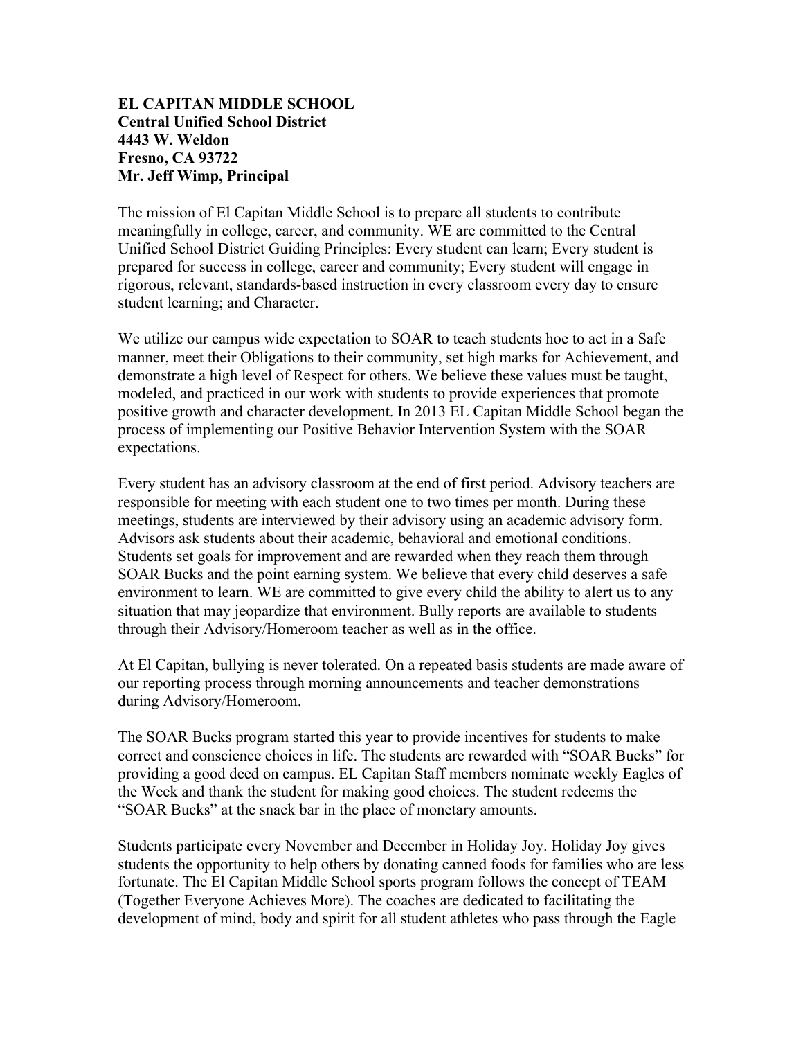**EL CAPITAN MIDDLE SCHOOL**
**Central Unified School District**
**4443 W. Weldon**
**Fresno, CA 93722**
**Mr. Jeff Wimp, Principal**

The mission of El Capitan Middle School is to prepare all students to contribute meaningfully in college, career, and community. WE are committed to the Central Unified School District Guiding Principles: Every student can learn; Every student is prepared for success in college, career and community; Every student will engage in rigorous, relevant, standards-based instruction in every classroom every day to ensure student learning; and Character.

We utilize our campus wide expectation to SOAR to teach students hoe to act in a Safe manner, meet their Obligations to their community, set high marks for Achievement, and demonstrate a high level of Respect for others. We believe these values must be taught, modeled, and practiced in our work with students to provide experiences that promote positive growth and character development. In 2013 EL Capitan Middle School began the process of implementing our Positive Behavior Intervention System with the SOAR expectations.

Every student has an advisory classroom at the end of first period. Advisory teachers are responsible for meeting with each student one to two times per month. During these meetings, students are interviewed by their advisory using an academic advisory form. Advisors ask students about their academic, behavioral and emotional conditions. Students set goals for improvement and are rewarded when they reach them through SOAR Bucks and the point earning system. We believe that every child deserves a safe environment to learn. WE are committed to give every child the ability to alert us to any situation that may jeopardize that environment. Bully reports are available to students through their Advisory/Homeroom teacher as well as in the office.

At El Capitan, bullying is never tolerated. On a repeated basis students are made aware of our reporting process through morning announcements and teacher demonstrations during Advisory/Homeroom.

The SOAR Bucks program started this year to provide incentives for students to make correct and conscience choices in life. The students are rewarded with "SOAR Bucks" for providing a good deed on campus. EL Capitan Staff members nominate weekly Eagles of the Week and thank the student for making good choices. The student redeems the "SOAR Bucks" at the snack bar in the place of monetary amounts.

Students participate every November and December in Holiday Joy. Holiday Joy gives students the opportunity to help others by donating canned foods for families who are less fortunate. The El Capitan Middle School sports program follows the concept of TEAM (Together Everyone Achieves More). The coaches are dedicated to facilitating the development of mind, body and spirit for all student athletes who pass through the Eagle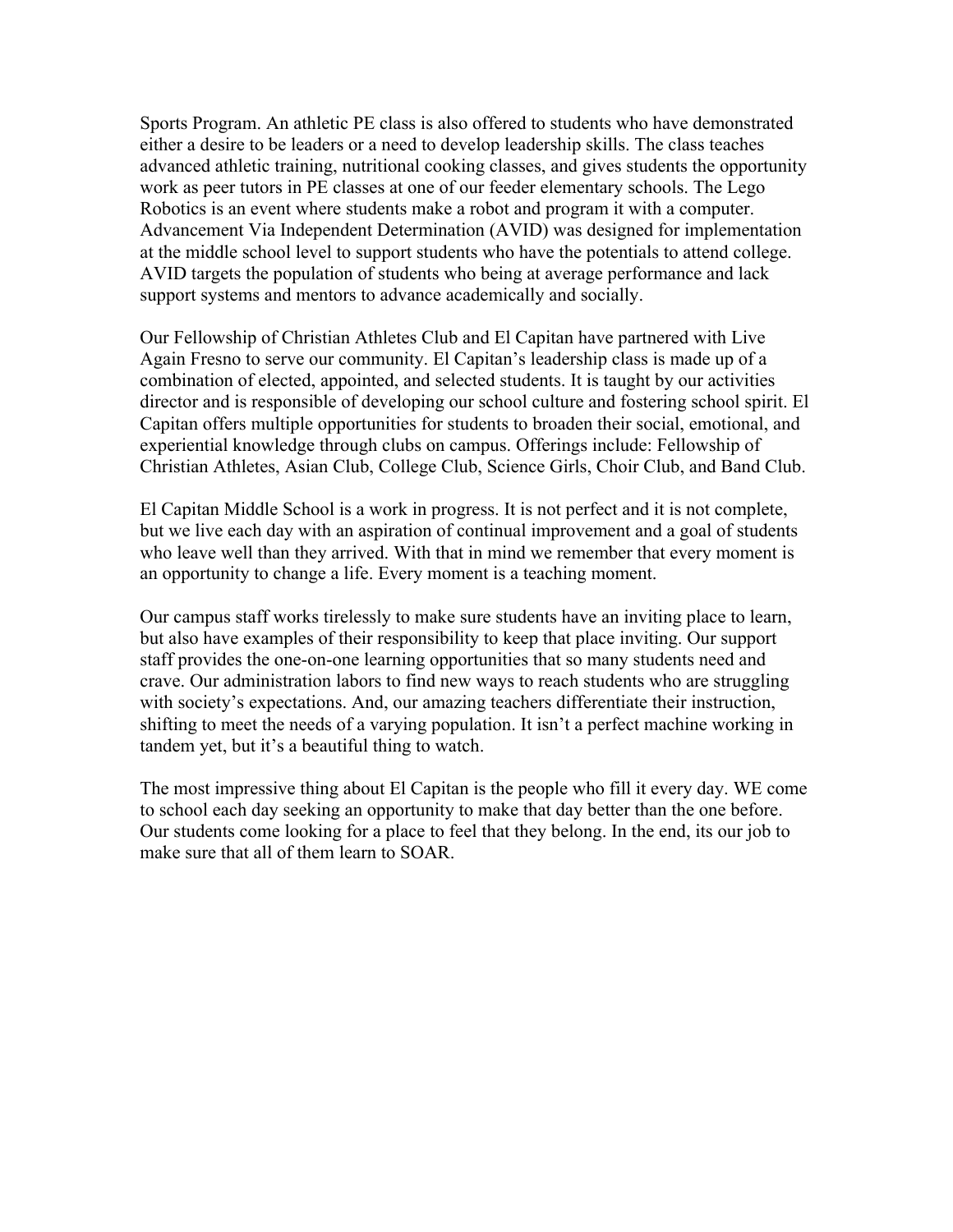Sports Program. An athletic PE class is also offered to students who have demonstrated either a desire to be leaders or a need to develop leadership skills. The class teaches advanced athletic training, nutritional cooking classes, and gives students the opportunity work as peer tutors in PE classes at one of our feeder elementary schools. The Lego Robotics is an event where students make a robot and program it with a computer. Advancement Via Independent Determination (AVID) was designed for implementation at the middle school level to support students who have the potentials to attend college. AVID targets the population of students who being at average performance and lack support systems and mentors to advance academically and socially.

Our Fellowship of Christian Athletes Club and El Capitan have partnered with Live Again Fresno to serve our community. El Capitan's leadership class is made up of a combination of elected, appointed, and selected students. It is taught by our activities director and is responsible of developing our school culture and fostering school spirit. El Capitan offers multiple opportunities for students to broaden their social, emotional, and experiential knowledge through clubs on campus. Offerings include: Fellowship of Christian Athletes, Asian Club, College Club, Science Girls, Choir Club, and Band Club.

El Capitan Middle School is a work in progress. It is not perfect and it is not complete, but we live each day with an aspiration of continual improvement and a goal of students who leave well than they arrived. With that in mind we remember that every moment is an opportunity to change a life. Every moment is a teaching moment.

Our campus staff works tirelessly to make sure students have an inviting place to learn, but also have examples of their responsibility to keep that place inviting. Our support staff provides the one-on-one learning opportunities that so many students need and crave. Our administration labors to find new ways to reach students who are struggling with society's expectations. And, our amazing teachers differentiate their instruction, shifting to meet the needs of a varying population. It isn't a perfect machine working in tandem yet, but it's a beautiful thing to watch.

The most impressive thing about El Capitan is the people who fill it every day. WE come to school each day seeking an opportunity to make that day better than the one before. Our students come looking for a place to feel that they belong. In the end, its our job to make sure that all of them learn to SOAR.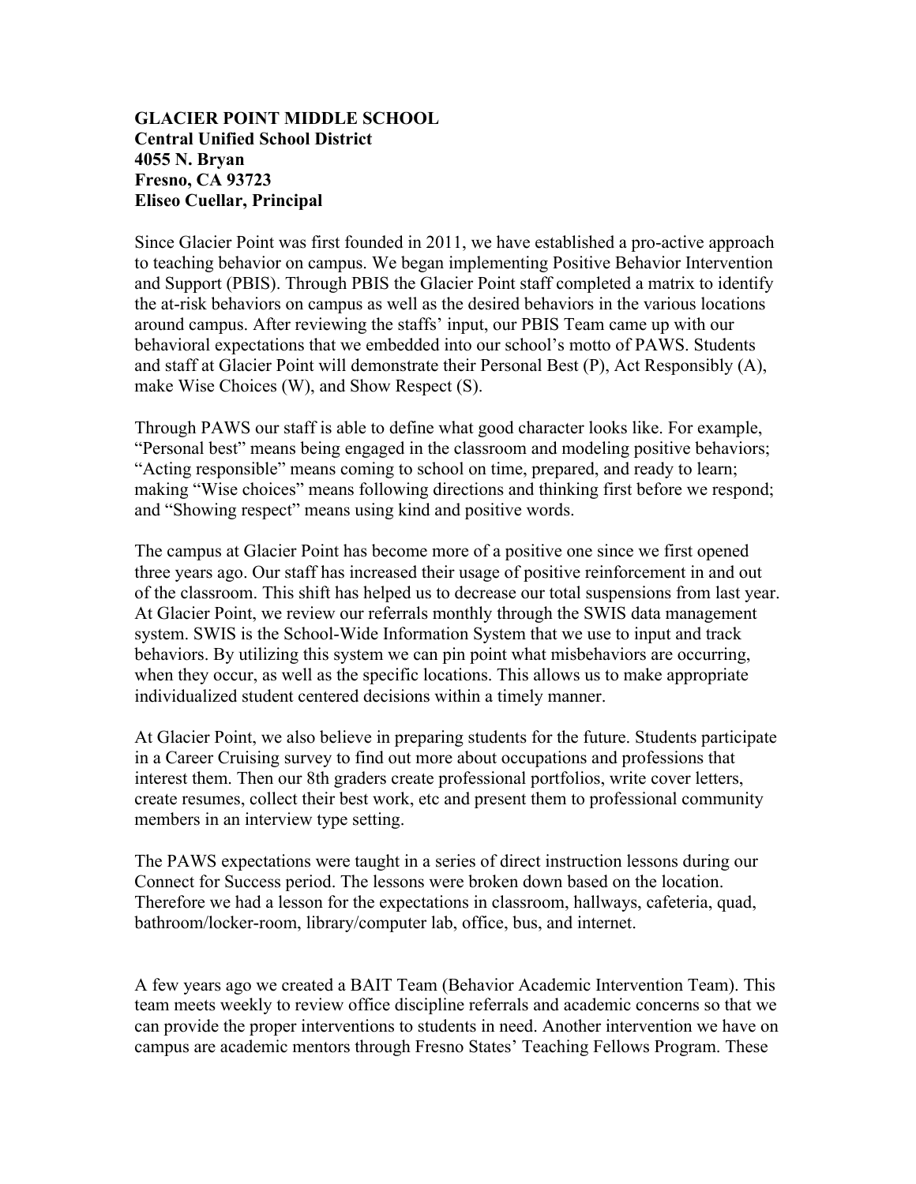**GLACIER POINT MIDDLE SCHOOL**
**Central Unified School District**
**4055 N. Bryan**
**Fresno, CA 93723**
**Eliseo Cuellar, Principal**

Since Glacier Point was first founded in 2011, we have established a pro-active approach to teaching behavior on campus. We began implementing Positive Behavior Intervention and Support (PBIS). Through PBIS the Glacier Point staff completed a matrix to identify the at-risk behaviors on campus as well as the desired behaviors in the various locations around campus. After reviewing the staffs' input, our PBIS Team came up with our behavioral expectations that we embedded into our school's motto of PAWS. Students and staff at Glacier Point will demonstrate their Personal Best (P), Act Responsibly (A), make Wise Choices (W), and Show Respect (S).

Through PAWS our staff is able to define what good character looks like. For example, "Personal best" means being engaged in the classroom and modeling positive behaviors; "Acting responsible" means coming to school on time, prepared, and ready to learn; making "Wise choices" means following directions and thinking first before we respond; and "Showing respect" means using kind and positive words.

The campus at Glacier Point has become more of a positive one since we first opened three years ago. Our staff has increased their usage of positive reinforcement in and out of the classroom. This shift has helped us to decrease our total suspensions from last year. At Glacier Point, we review our referrals monthly through the SWIS data management system. SWIS is the School-Wide Information System that we use to input and track behaviors. By utilizing this system we can pin point what misbehaviors are occurring, when they occur, as well as the specific locations. This allows us to make appropriate individualized student centered decisions within a timely manner.

At Glacier Point, we also believe in preparing students for the future. Students participate in a Career Cruising survey to find out more about occupations and professions that interest them. Then our 8th graders create professional portfolios, write cover letters, create resumes, collect their best work, etc and present them to professional community members in an interview type setting.

The PAWS expectations were taught in a series of direct instruction lessons during our Connect for Success period. The lessons were broken down based on the location. Therefore we had a lesson for the expectations in classroom, hallways, cafeteria, quad, bathroom/locker-room, library/computer lab, office, bus, and internet.

A few years ago we created a BAIT Team (Behavior Academic Intervention Team). This team meets weekly to review office discipline referrals and academic concerns so that we can provide the proper interventions to students in need. Another intervention we have on campus are academic mentors through Fresno States' Teaching Fellows Program. These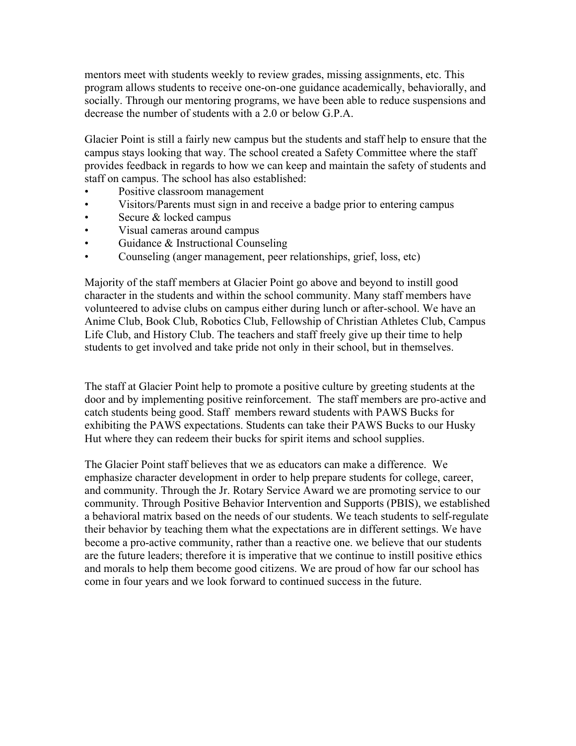mentors meet with students weekly to review grades, missing assignments, etc. This program allows students to receive one-on-one guidance academically, behaviorally, and socially. Through our mentoring programs, we have been able to reduce suspensions and decrease the number of students with a 2.0 or below G.P.A.

Glacier Point is still a fairly new campus but the students and staff help to ensure that the campus stays looking that way. The school created a Safety Committee where the staff provides feedback in regards to how we can keep and maintain the safety of students and staff on campus. The school has also established:

- Positive classroom management
- Visitors/Parents must sign in and receive a badge prior to entering campus
- Secure & locked campus
- Visual cameras around campus
- Guidance & Instructional Counseling
- Counseling (anger management, peer relationships, grief, loss, etc)

Majority of the staff members at Glacier Point go above and beyond to instill good character in the students and within the school community. Many staff members have volunteered to advise clubs on campus either during lunch or after-school. We have an Anime Club, Book Club, Robotics Club, Fellowship of Christian Athletes Club, Campus Life Club, and History Club. The teachers and staff freely give up their time to help students to get involved and take pride not only in their school, but in themselves.

The staff at Glacier Point help to promote a positive culture by greeting students at the door and by implementing positive reinforcement. The staff members are pro-active and catch students being good. Staff members reward students with PAWS Bucks for exhibiting the PAWS expectations. Students can take their PAWS Bucks to our Husky Hut where they can redeem their bucks for spirit items and school supplies.

The Glacier Point staff believes that we as educators can make a difference. We emphasize character development in order to help prepare students for college, career, and community. Through the Jr. Rotary Service Award we are promoting service to our community. Through Positive Behavior Intervention and Supports (PBIS), we established a behavioral matrix based on the needs of our students. We teach students to self-regulate their behavior by teaching them what the expectations are in different settings. We have become a pro-active community, rather than a reactive one. we believe that our students are the future leaders; therefore it is imperative that we continue to instill positive ethics and morals to help them become good citizens. We are proud of how far our school has come in four years and we look forward to continued success in the future.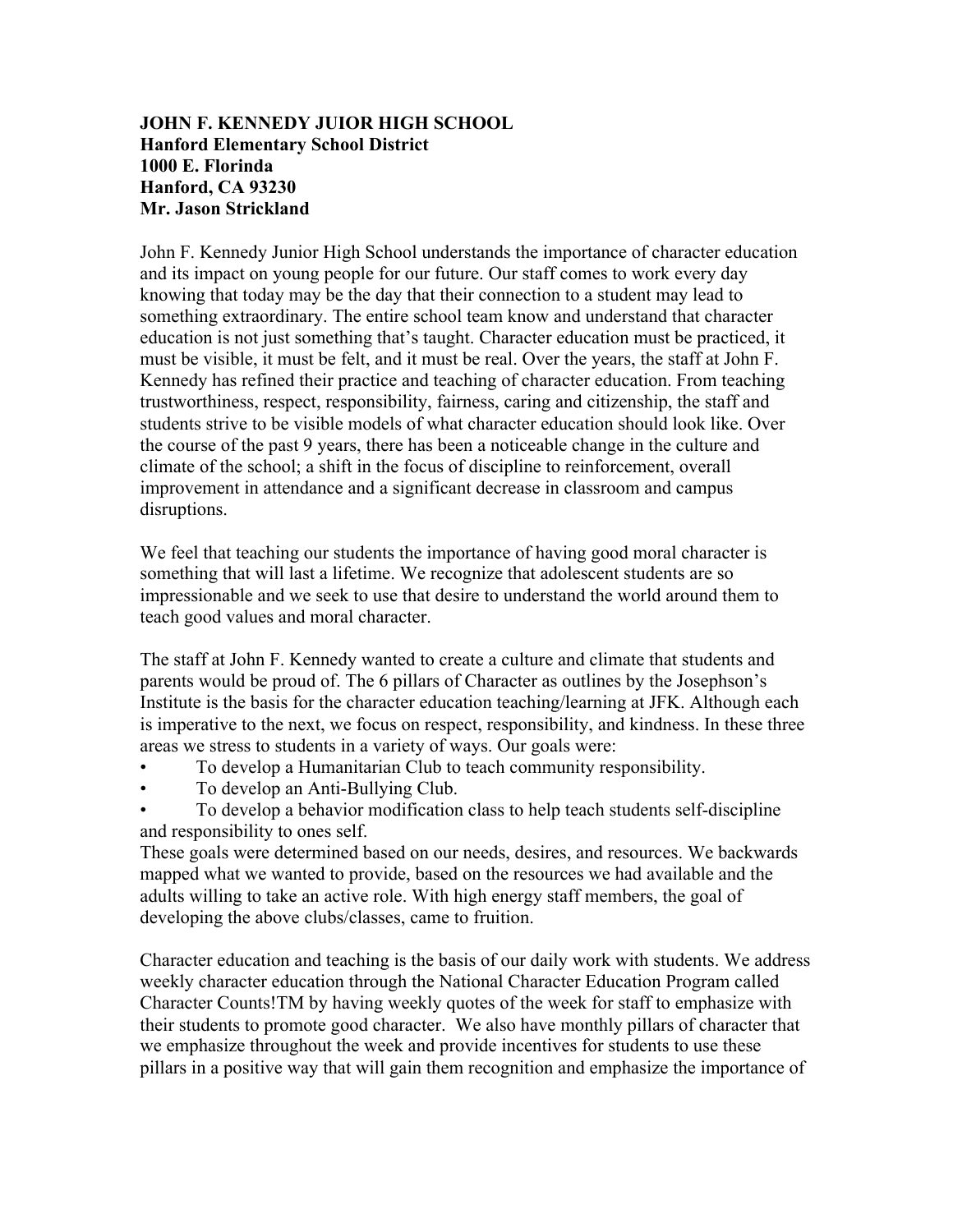**JOHN F. KENNEDY JUIOR HIGH SCHOOL**
**Hanford Elementary School District**
**1000 E. Florinda**
**Hanford, CA 93230**
**Mr. Jason Strickland**

John F. Kennedy Junior High School understands the importance of character education and its impact on young people for our future. Our staff comes to work every day knowing that today may be the day that their connection to a student may lead to something extraordinary. The entire school team know and understand that character education is not just something that's taught. Character education must be practiced, it must be visible, it must be felt, and it must be real. Over the years, the staff at John F. Kennedy has refined their practice and teaching of character education. From teaching trustworthiness, respect, responsibility, fairness, caring and citizenship, the staff and students strive to be visible models of what character education should look like. Over the course of the past 9 years, there has been a noticeable change in the culture and climate of the school; a shift in the focus of discipline to reinforcement, overall improvement in attendance and a significant decrease in classroom and campus disruptions.

We feel that teaching our students the importance of having good moral character is something that will last a lifetime. We recognize that adolescent students are so impressionable and we seek to use that desire to understand the world around them to teach good values and moral character.

The staff at John F. Kennedy wanted to create a culture and climate that students and parents would be proud of. The 6 pillars of Character as outlines by the Josephson's Institute is the basis for the character education teaching/learning at JFK. Although each is imperative to the next, we focus on respect, responsibility, and kindness. In these three areas we stress to students in a variety of ways. Our goals were:

- To develop a Humanitarian Club to teach community responsibility.
- To develop an Anti-Bullying Club.
- To develop a behavior modification class to help teach students self-discipline and responsibility to ones self.

These goals were determined based on our needs, desires, and resources. We backwards mapped what we wanted to provide, based on the resources we had available and the adults willing to take an active role. With high energy staff members, the goal of developing the above clubs/classes, came to fruition.

Character education and teaching is the basis of our daily work with students. We address weekly character education through the National Character Education Program called Character Counts!TM by having weekly quotes of the week for staff to emphasize with their students to promote good character. We also have monthly pillars of character that we emphasize throughout the week and provide incentives for students to use these pillars in a positive way that will gain them recognition and emphasize the importance of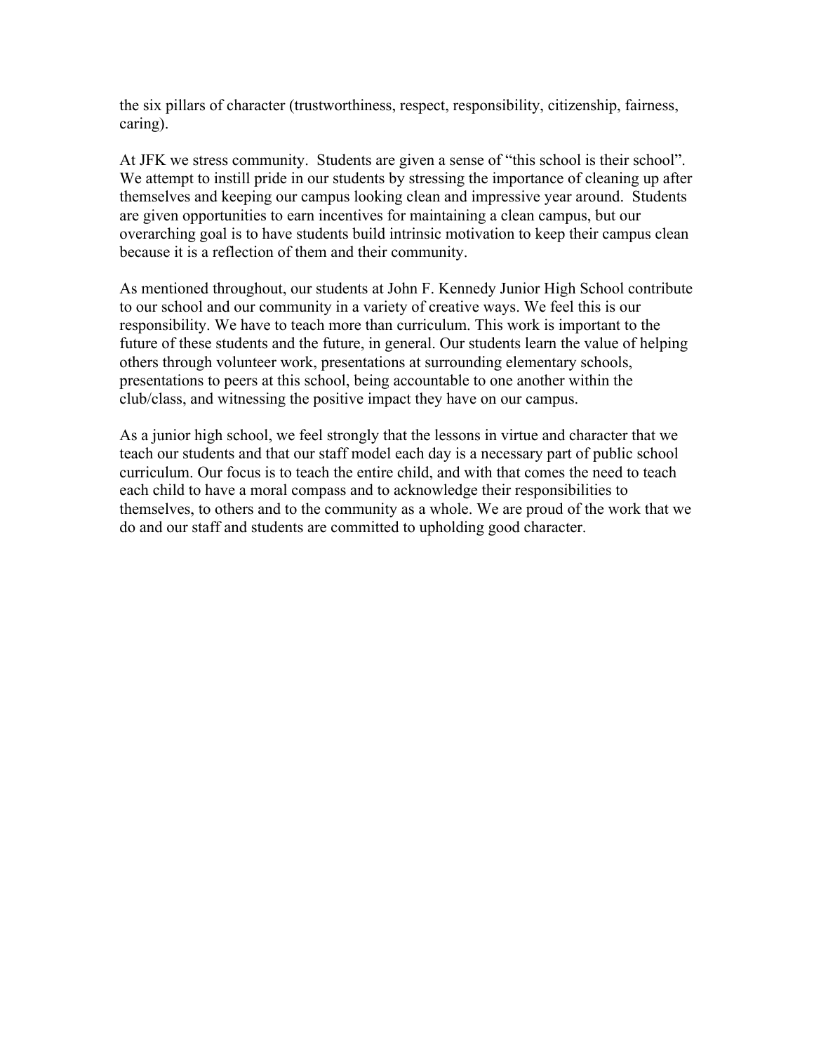the six pillars of character (trustworthiness, respect, responsibility, citizenship, fairness, caring).

At JFK we stress community. Students are given a sense of "this school is their school". We attempt to instill pride in our students by stressing the importance of cleaning up after themselves and keeping our campus looking clean and impressive year around. Students are given opportunities to earn incentives for maintaining a clean campus, but our overarching goal is to have students build intrinsic motivation to keep their campus clean because it is a reflection of them and their community.

As mentioned throughout, our students at John F. Kennedy Junior High School contribute to our school and our community in a variety of creative ways. We feel this is our responsibility. We have to teach more than curriculum. This work is important to the future of these students and the future, in general. Our students learn the value of helping others through volunteer work, presentations at surrounding elementary schools, presentations to peers at this school, being accountable to one another within the club/class, and witnessing the positive impact they have on our campus.

As a junior high school, we feel strongly that the lessons in virtue and character that we teach our students and that our staff model each day is a necessary part of public school curriculum. Our focus is to teach the entire child, and with that comes the need to teach each child to have a moral compass and to acknowledge their responsibilities to themselves, to others and to the community as a whole. We are proud of the work that we do and our staff and students are committed to upholding good character.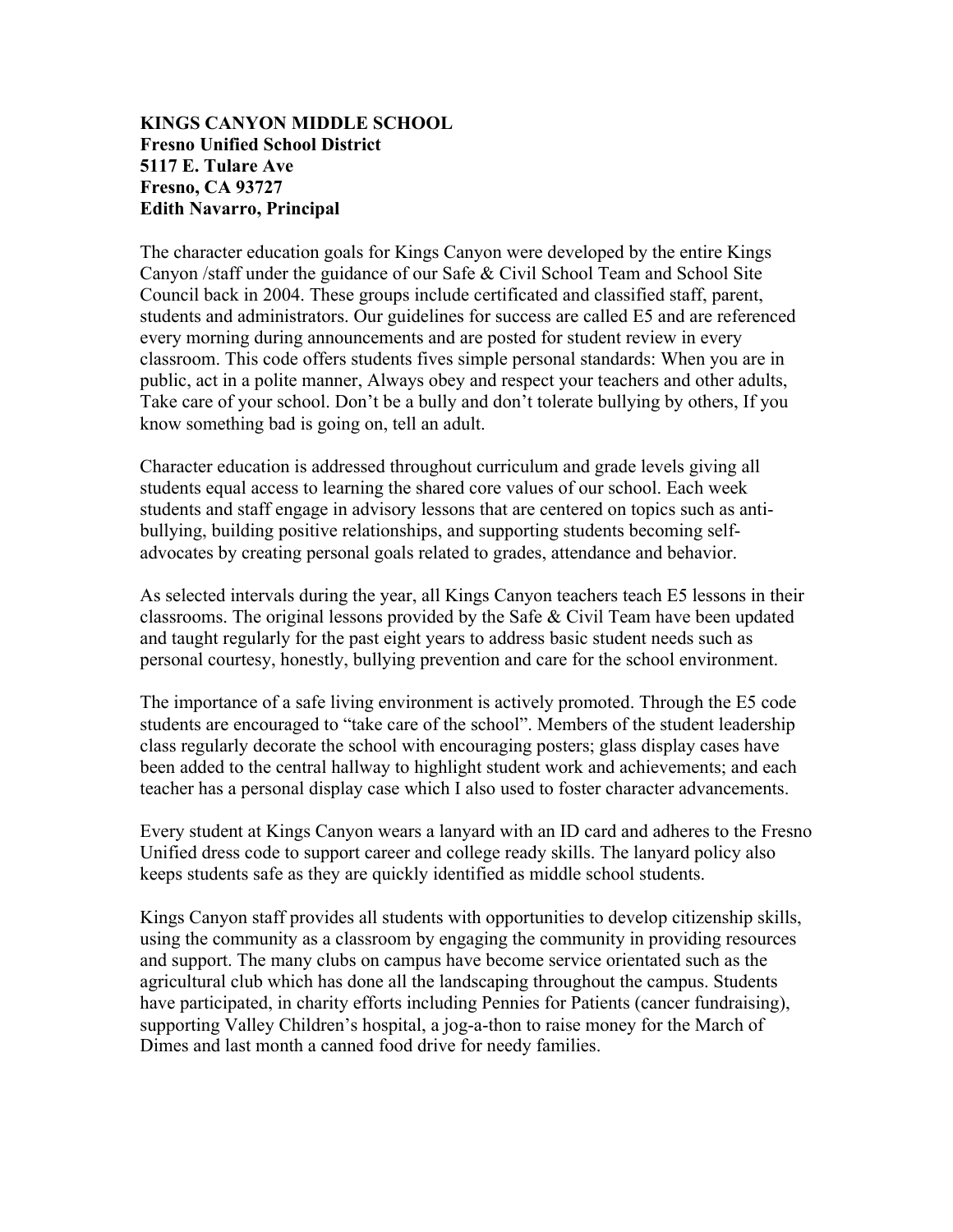**KINGS CANYON MIDDLE SCHOOL**
**Fresno Unified School District**
**5117 E. Tulare Ave**
**Fresno, CA 93727**
**Edith Navarro, Principal**

The character education goals for Kings Canyon were developed by the entire Kings Canyon /staff under the guidance of our Safe & Civil School Team and School Site Council back in 2004. These groups include certificated and classified staff, parent, students and administrators. Our guidelines for success are called E5 and are referenced every morning during announcements and are posted for student review in every classroom. This code offers students fives simple personal standards: When you are in public, act in a polite manner, Always obey and respect your teachers and other adults, Take care of your school. Don't be a bully and don't tolerate bullying by others, If you know something bad is going on, tell an adult.

Character education is addressed throughout curriculum and grade levels giving all students equal access to learning the shared core values of our school. Each week students and staff engage in advisory lessons that are centered on topics such as anti-bullying, building positive relationships, and supporting students becoming self-advocates by creating personal goals related to grades, attendance and behavior.

As selected intervals during the year, all Kings Canyon teachers teach E5 lessons in their classrooms. The original lessons provided by the Safe & Civil Team have been updated and taught regularly for the past eight years to address basic student needs such as personal courtesy, honestly, bullying prevention and care for the school environment.

The importance of a safe living environment is actively promoted. Through the E5 code students are encouraged to "take care of the school". Members of the student leadership class regularly decorate the school with encouraging posters; glass display cases have been added to the central hallway to highlight student work and achievements; and each teacher has a personal display case which I also used to foster character advancements.

Every student at Kings Canyon wears a lanyard with an ID card and adheres to the Fresno Unified dress code to support career and college ready skills. The lanyard policy also keeps students safe as they are quickly identified as middle school students.

Kings Canyon staff provides all students with opportunities to develop citizenship skills, using the community as a classroom by engaging the community in providing resources and support. The many clubs on campus have become service orientated such as the agricultural club which has done all the landscaping throughout the campus. Students have participated, in charity efforts including Pennies for Patients (cancer fundraising), supporting Valley Children's hospital, a jog-a-thon to raise money for the March of Dimes and last month a canned food drive for needy families.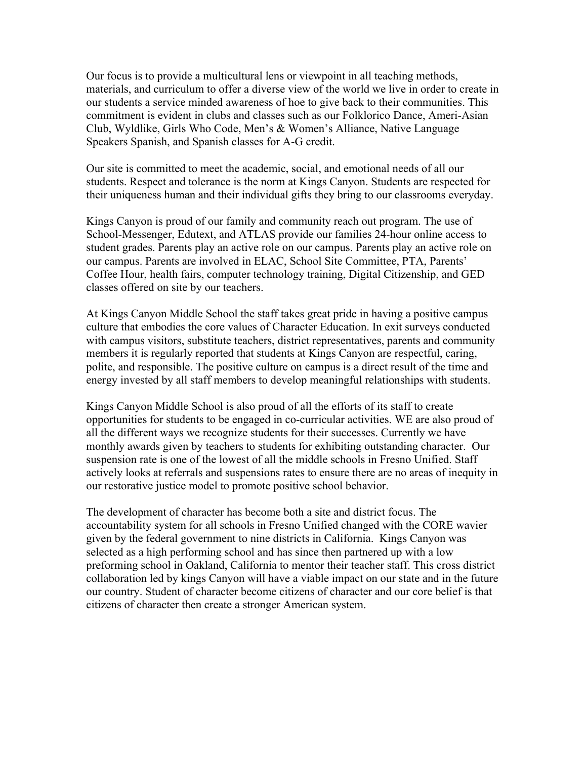Our focus is to provide a multicultural lens or viewpoint in all teaching methods, materials, and curriculum to offer a diverse view of the world we live in order to create in our students a service minded awareness of hoe to give back to their communities. This commitment is evident in clubs and classes such as our Folklorico Dance, Ameri-Asian Club, Wyldlike, Girls Who Code, Men's & Women's Alliance, Native Language Speakers Spanish, and Spanish classes for A-G credit.

Our site is committed to meet the academic, social, and emotional needs of all our students. Respect and tolerance is the norm at Kings Canyon. Students are respected for their uniqueness human and their individual gifts they bring to our classrooms everyday.

Kings Canyon is proud of our family and community reach out program. The use of School-Messenger, Edutext, and ATLAS provide our families 24-hour online access to student grades. Parents play an active role on our campus. Parents play an active role on our campus. Parents are involved in ELAC, School Site Committee, PTA, Parents' Coffee Hour, health fairs, computer technology training, Digital Citizenship, and GED classes offered on site by our teachers.

At Kings Canyon Middle School the staff takes great pride in having a positive campus culture that embodies the core values of Character Education. In exit surveys conducted with campus visitors, substitute teachers, district representatives, parents and community members it is regularly reported that students at Kings Canyon are respectful, caring, polite, and responsible. The positive culture on campus is a direct result of the time and energy invested by all staff members to develop meaningful relationships with students.

Kings Canyon Middle School is also proud of all the efforts of its staff to create opportunities for students to be engaged in co-curricular activities. WE are also proud of all the different ways we recognize students for their successes. Currently we have monthly awards given by teachers to students for exhibiting outstanding character. Our suspension rate is one of the lowest of all the middle schools in Fresno Unified. Staff actively looks at referrals and suspensions rates to ensure there are no areas of inequity in our restorative justice model to promote positive school behavior.

The development of character has become both a site and district focus. The accountability system for all schools in Fresno Unified changed with the CORE wavier given by the federal government to nine districts in California. Kings Canyon was selected as a high performing school and has since then partnered up with a low preforming school in Oakland, California to mentor their teacher staff. This cross district collaboration led by kings Canyon will have a viable impact on our state and in the future our country. Student of character become citizens of character and our core belief is that citizens of character then create a stronger American system.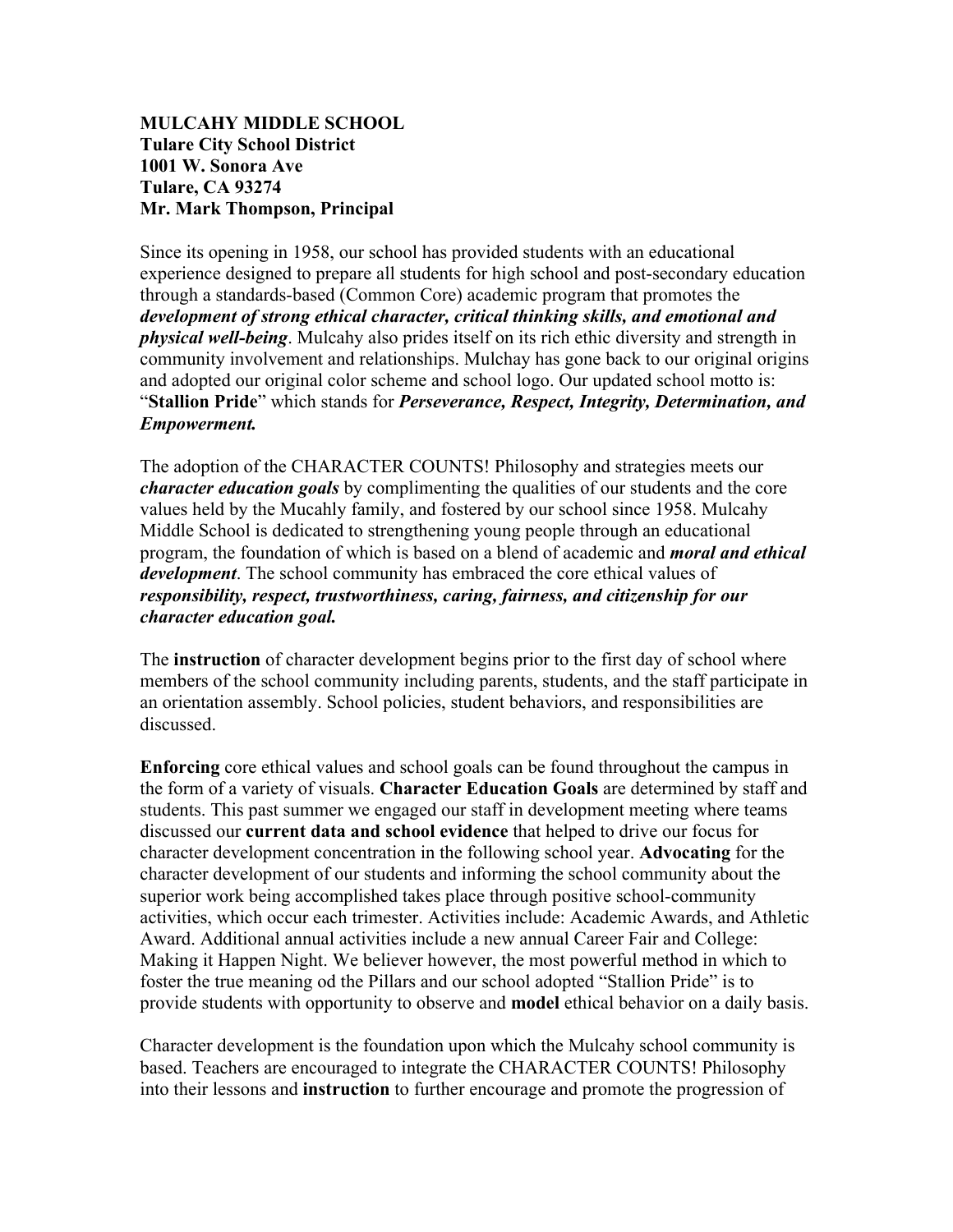**MULCAHY MIDDLE SCHOOL**
**Tulare City School District**
**1001 W. Sonora Ave**
**Tulare, CA 93274**
**Mr. Mark Thompson, Principal**

Since its opening in 1958, our school has provided students with an educational experience designed to prepare all students for high school and post-secondary education through a standards-based (Common Core) academic program that promotes the ***development of strong ethical character, critical thinking skills, and emotional and physical well-being***. Mulcahy also prides itself on its rich ethic diversity and strength in community involvement and relationships. Mulchay has gone back to our original origins and adopted our original color scheme and school logo. Our updated school motto is: "**Stallion Pride**" which stands for ***Perseverance, Respect, Integrity, Determination, and Empowerment.***

The adoption of the CHARACTER COUNTS! Philosophy and strategies meets our ***character education goals*** by complimenting the qualities of our students and the core values held by the Mucahly family, and fostered by our school since 1958. Mulcahy Middle School is dedicated to strengthening young people through an educational program, the foundation of which is based on a blend of academic and ***moral and ethical development***. The school community has embraced the core ethical values of ***responsibility, respect, trustworthiness, caring, fairness, and citizenship for our character education goal.***

The **instruction** of character development begins prior to the first day of school where members of the school community including parents, students, and the staff participate in an orientation assembly. School policies, student behaviors, and responsibilities are discussed.

**Enforcing** core ethical values and school goals can be found throughout the campus in the form of a variety of visuals. **Character Education Goals** are determined by staff and students. This past summer we engaged our staff in development meeting where teams discussed our **current data and school evidence** that helped to drive our focus for character development concentration in the following school year. **Advocating** for the character development of our students and informing the school community about the superior work being accomplished takes place through positive school-community activities, which occur each trimester. Activities include: Academic Awards, and Athletic Award. Additional annual activities include a new annual Career Fair and College: Making it Happen Night. We believer however, the most powerful method in which to foster the true meaning od the Pillars and our school adopted "Stallion Pride" is to provide students with opportunity to observe and **model** ethical behavior on a daily basis.

Character development is the foundation upon which the Mulcahy school community is based. Teachers are encouraged to integrate the CHARACTER COUNTS! Philosophy into their lessons and **instruction** to further encourage and promote the progression of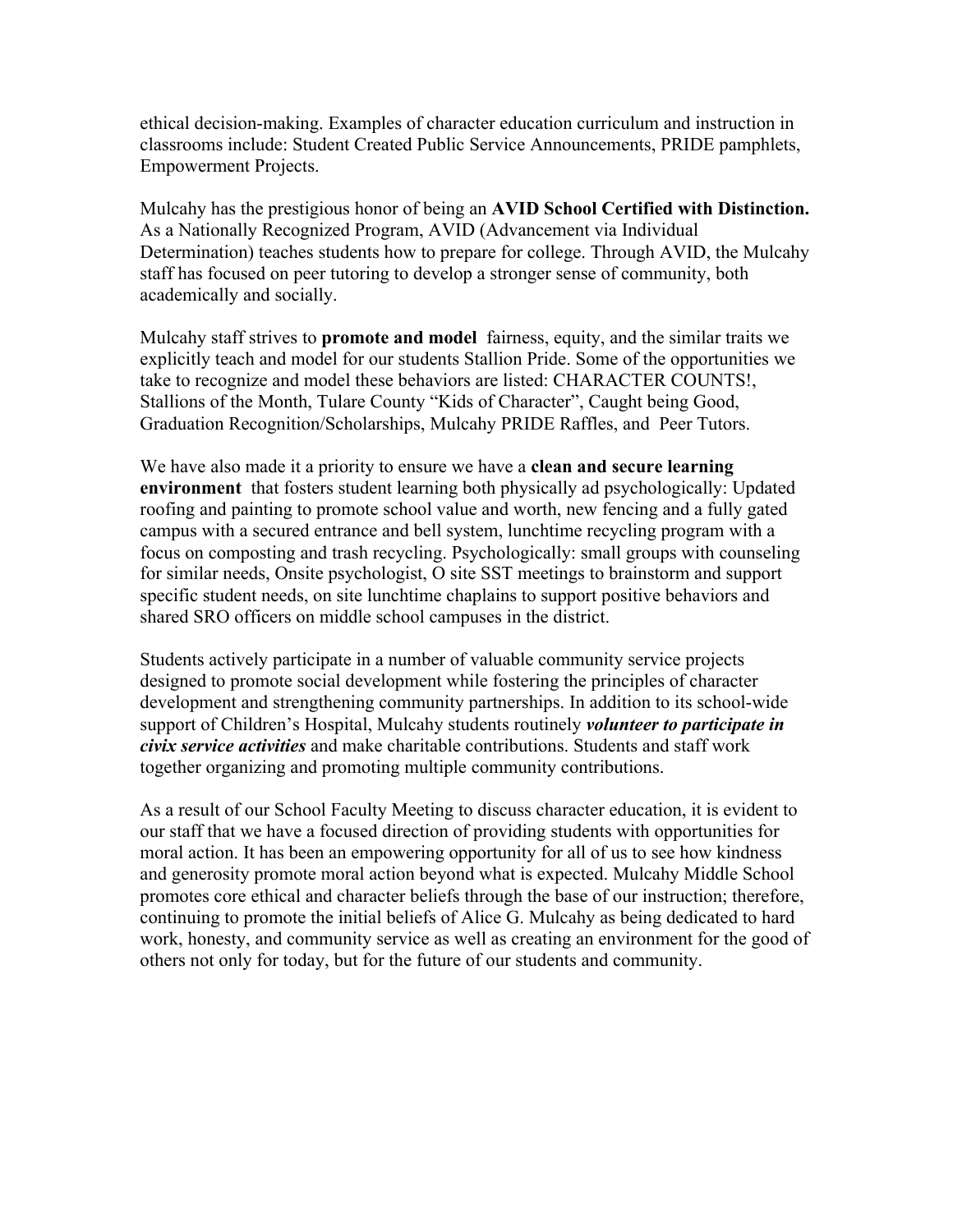ethical decision-making. Examples of character education curriculum and instruction in classrooms include: Student Created Public Service Announcements, PRIDE pamphlets, Empowerment Projects.

Mulcahy has the prestigious honor of being an **AVID School Certified with Distinction.** As a Nationally Recognized Program, AVID (Advancement via Individual Determination) teaches students how to prepare for college. Through AVID, the Mulcahy staff has focused on peer tutoring to develop a stronger sense of community, both academically and socially.

Mulcahy staff strives to **promote and model** fairness, equity, and the similar traits we explicitly teach and model for our students Stallion Pride. Some of the opportunities we take to recognize and model these behaviors are listed: CHARACTER COUNTS!, Stallions of the Month, Tulare County "Kids of Character", Caught being Good, Graduation Recognition/Scholarships, Mulcahy PRIDE Raffles, and Peer Tutors.

We have also made it a priority to ensure we have a **clean and secure learning environment** that fosters student learning both physically ad psychologically: Updated roofing and painting to promote school value and worth, new fencing and a fully gated campus with a secured entrance and bell system, lunchtime recycling program with a focus on composting and trash recycling. Psychologically: small groups with counseling for similar needs, Onsite psychologist, O site SST meetings to brainstorm and support specific student needs, on site lunchtime chaplains to support positive behaviors and shared SRO officers on middle school campuses in the district.

Students actively participate in a number of valuable community service projects designed to promote social development while fostering the principles of character development and strengthening community partnerships. In addition to its school-wide support of Children's Hospital, Mulcahy students routinely ***volunteer to participate in civix service activities*** and make charitable contributions. Students and staff work together organizing and promoting multiple community contributions.

As a result of our School Faculty Meeting to discuss character education, it is evident to our staff that we have a focused direction of providing students with opportunities for moral action. It has been an empowering opportunity for all of us to see how kindness and generosity promote moral action beyond what is expected. Mulcahy Middle School promotes core ethical and character beliefs through the base of our instruction; therefore, continuing to promote the initial beliefs of Alice G. Mulcahy as being dedicated to hard work, honesty, and community service as well as creating an environment for the good of others not only for today, but for the future of our students and community.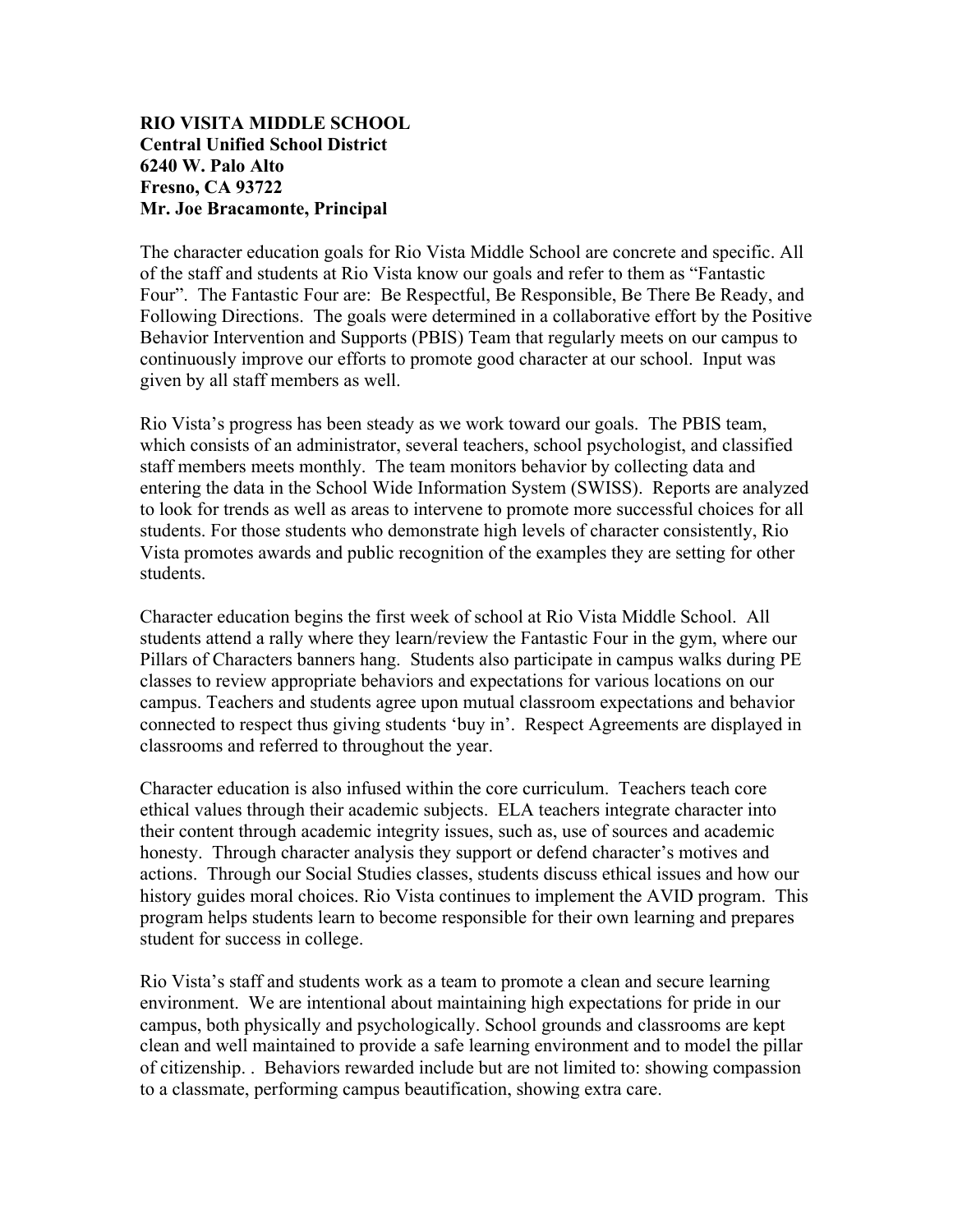**RIO VISITA MIDDLE SCHOOL**
**Central Unified School District**
**6240 W. Palo Alto**
**Fresno, CA 93722**
**Mr. Joe Bracamonte, Principal**

The character education goals for Rio Vista Middle School are concrete and specific. All of the staff and students at Rio Vista know our goals and refer to them as "Fantastic Four". The Fantastic Four are: Be Respectful, Be Responsible, Be There Be Ready, and Following Directions. The goals were determined in a collaborative effort by the Positive Behavior Intervention and Supports (PBIS) Team that regularly meets on our campus to continuously improve our efforts to promote good character at our school. Input was given by all staff members as well.

Rio Vista's progress has been steady as we work toward our goals. The PBIS team, which consists of an administrator, several teachers, school psychologist, and classified staff members meets monthly. The team monitors behavior by collecting data and entering the data in the School Wide Information System (SWISS). Reports are analyzed to look for trends as well as areas to intervene to promote more successful choices for all students. For those students who demonstrate high levels of character consistently, Rio Vista promotes awards and public recognition of the examples they are setting for other students.

Character education begins the first week of school at Rio Vista Middle School. All students attend a rally where they learn/review the Fantastic Four in the gym, where our Pillars of Characters banners hang. Students also participate in campus walks during PE classes to review appropriate behaviors and expectations for various locations on our campus. Teachers and students agree upon mutual classroom expectations and behavior connected to respect thus giving students 'buy in'. Respect Agreements are displayed in classrooms and referred to throughout the year.

Character education is also infused within the core curriculum. Teachers teach core ethical values through their academic subjects. ELA teachers integrate character into their content through academic integrity issues, such as, use of sources and academic honesty. Through character analysis they support or defend character's motives and actions. Through our Social Studies classes, students discuss ethical issues and how our history guides moral choices. Rio Vista continues to implement the AVID program. This program helps students learn to become responsible for their own learning and prepares student for success in college.

Rio Vista's staff and students work as a team to promote a clean and secure learning environment. We are intentional about maintaining high expectations for pride in our campus, both physically and psychologically. School grounds and classrooms are kept clean and well maintained to provide a safe learning environment and to model the pillar of citizenship. . Behaviors rewarded include but are not limited to: showing compassion to a classmate, performing campus beautification, showing extra care.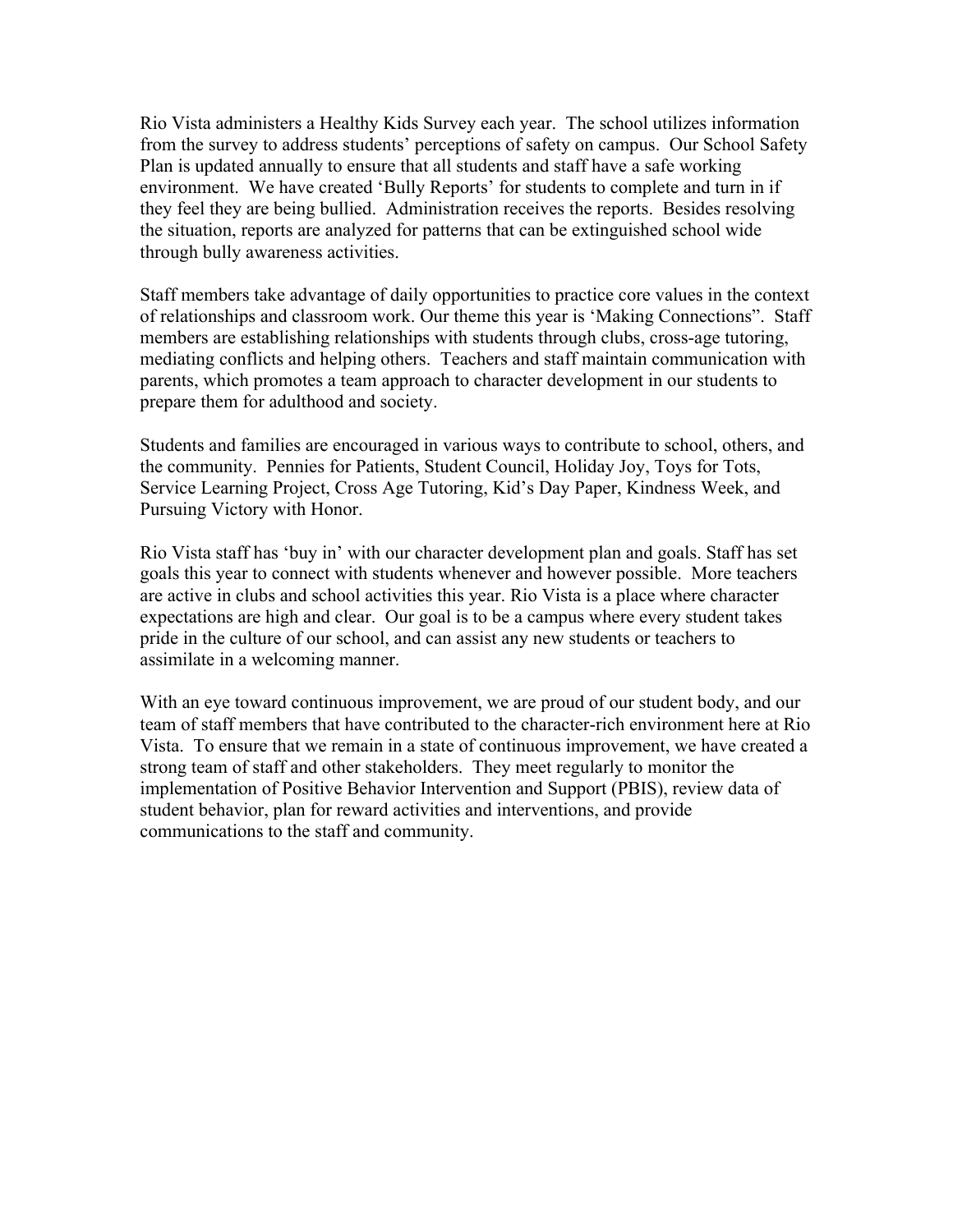Rio Vista administers a Healthy Kids Survey each year. The school utilizes information from the survey to address students' perceptions of safety on campus. Our School Safety Plan is updated annually to ensure that all students and staff have a safe working environment. We have created 'Bully Reports' for students to complete and turn in if they feel they are being bullied. Administration receives the reports. Besides resolving the situation, reports are analyzed for patterns that can be extinguished school wide through bully awareness activities.

Staff members take advantage of daily opportunities to practice core values in the context of relationships and classroom work. Our theme this year is 'Making Connections". Staff members are establishing relationships with students through clubs, cross-age tutoring, mediating conflicts and helping others. Teachers and staff maintain communication with parents, which promotes a team approach to character development in our students to prepare them for adulthood and society.

Students and families are encouraged in various ways to contribute to school, others, and the community. Pennies for Patients, Student Council, Holiday Joy, Toys for Tots, Service Learning Project, Cross Age Tutoring, Kid's Day Paper, Kindness Week, and Pursuing Victory with Honor.

Rio Vista staff has 'buy in' with our character development plan and goals. Staff has set goals this year to connect with students whenever and however possible. More teachers are active in clubs and school activities this year. Rio Vista is a place where character expectations are high and clear. Our goal is to be a campus where every student takes pride in the culture of our school, and can assist any new students or teachers to assimilate in a welcoming manner.

With an eye toward continuous improvement, we are proud of our student body, and our team of staff members that have contributed to the character-rich environment here at Rio Vista. To ensure that we remain in a state of continuous improvement, we have created a strong team of staff and other stakeholders. They meet regularly to monitor the implementation of Positive Behavior Intervention and Support (PBIS), review data of student behavior, plan for reward activities and interventions, and provide communications to the staff and community.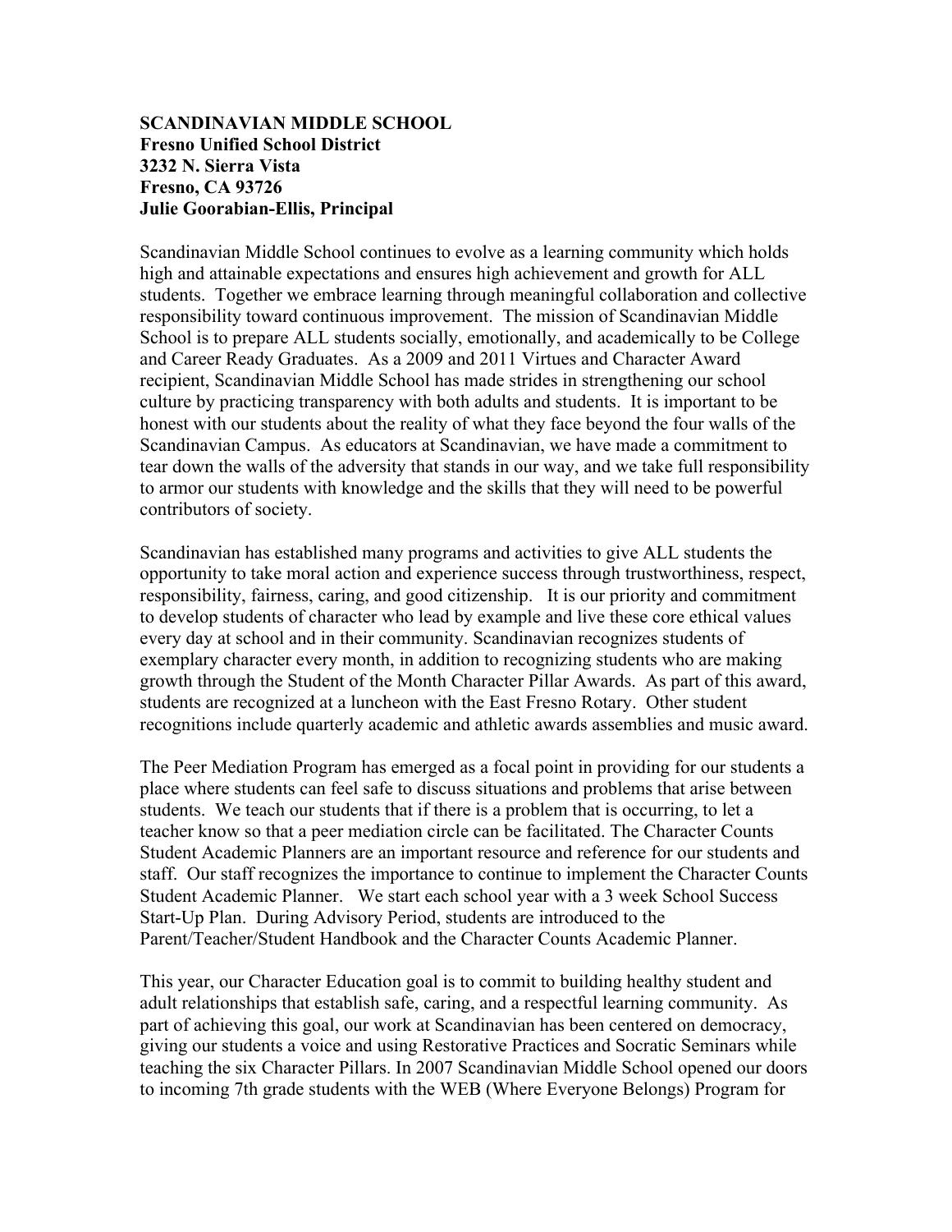**SCANDINAVIAN MIDDLE SCHOOL**
**Fresno Unified School District**
**3232 N. Sierra Vista**
**Fresno, CA 93726**
**Julie Goorabian-Ellis, Principal**

Scandinavian Middle School continues to evolve as a learning community which holds high and attainable expectations and ensures high achievement and growth for ALL students. Together we embrace learning through meaningful collaboration and collective responsibility toward continuous improvement. The mission of Scandinavian Middle School is to prepare ALL students socially, emotionally, and academically to be College and Career Ready Graduates. As a 2009 and 2011 Virtues and Character Award recipient, Scandinavian Middle School has made strides in strengthening our school culture by practicing transparency with both adults and students. It is important to be honest with our students about the reality of what they face beyond the four walls of the Scandinavian Campus. As educators at Scandinavian, we have made a commitment to tear down the walls of the adversity that stands in our way, and we take full responsibility to armor our students with knowledge and the skills that they will need to be powerful contributors of society.

Scandinavian has established many programs and activities to give ALL students the opportunity to take moral action and experience success through trustworthiness, respect, responsibility, fairness, caring, and good citizenship. It is our priority and commitment to develop students of character who lead by example and live these core ethical values every day at school and in their community. Scandinavian recognizes students of exemplary character every month, in addition to recognizing students who are making growth through the Student of the Month Character Pillar Awards. As part of this award, students are recognized at a luncheon with the East Fresno Rotary. Other student recognitions include quarterly academic and athletic awards assemblies and music award.

The Peer Mediation Program has emerged as a focal point in providing for our students a place where students can feel safe to discuss situations and problems that arise between students. We teach our students that if there is a problem that is occurring, to let a teacher know so that a peer mediation circle can be facilitated. The Character Counts Student Academic Planners are an important resource and reference for our students and staff. Our staff recognizes the importance to continue to implement the Character Counts Student Academic Planner. We start each school year with a 3 week School Success Start-Up Plan. During Advisory Period, students are introduced to the Parent/Teacher/Student Handbook and the Character Counts Academic Planner.

This year, our Character Education goal is to commit to building healthy student and adult relationships that establish safe, caring, and a respectful learning community. As part of achieving this goal, our work at Scandinavian has been centered on democracy, giving our students a voice and using Restorative Practices and Socratic Seminars while teaching the six Character Pillars. In 2007 Scandinavian Middle School opened our doors to incoming 7th grade students with the WEB (Where Everyone Belongs) Program for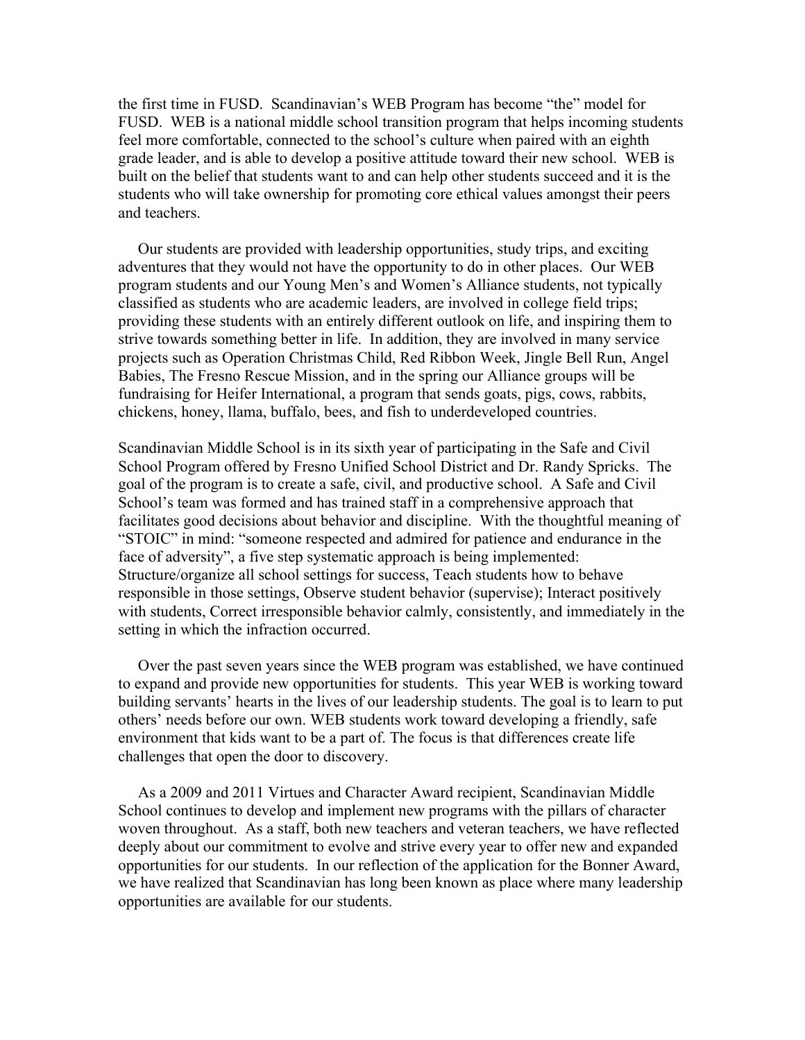the first time in FUSD. Scandinavian's WEB Program has become "the" model for FUSD. WEB is a national middle school transition program that helps incoming students feel more comfortable, connected to the school's culture when paired with an eighth grade leader, and is able to develop a positive attitude toward their new school. WEB is built on the belief that students want to and can help other students succeed and it is the students who will take ownership for promoting core ethical values amongst their peers and teachers.

Our students are provided with leadership opportunities, study trips, and exciting adventures that they would not have the opportunity to do in other places. Our WEB program students and our Young Men's and Women's Alliance students, not typically classified as students who are academic leaders, are involved in college field trips; providing these students with an entirely different outlook on life, and inspiring them to strive towards something better in life. In addition, they are involved in many service projects such as Operation Christmas Child, Red Ribbon Week, Jingle Bell Run, Angel Babies, The Fresno Rescue Mission, and in the spring our Alliance groups will be fundraising for Heifer International, a program that sends goats, pigs, cows, rabbits, chickens, honey, llama, buffalo, bees, and fish to underdeveloped countries.

Scandinavian Middle School is in its sixth year of participating in the Safe and Civil School Program offered by Fresno Unified School District and Dr. Randy Spricks. The goal of the program is to create a safe, civil, and productive school. A Safe and Civil School's team was formed and has trained staff in a comprehensive approach that facilitates good decisions about behavior and discipline. With the thoughtful meaning of "STOIC" in mind: "someone respected and admired for patience and endurance in the face of adversity", a five step systematic approach is being implemented: Structure/organize all school settings for success, Teach students how to behave responsible in those settings, Observe student behavior (supervise); Interact positively with students, Correct irresponsible behavior calmly, consistently, and immediately in the setting in which the infraction occurred.

Over the past seven years since the WEB program was established, we have continued to expand and provide new opportunities for students. This year WEB is working toward building servants' hearts in the lives of our leadership students. The goal is to learn to put others' needs before our own. WEB students work toward developing a friendly, safe environment that kids want to be a part of. The focus is that differences create life challenges that open the door to discovery.

As a 2009 and 2011 Virtues and Character Award recipient, Scandinavian Middle School continues to develop and implement new programs with the pillars of character woven throughout. As a staff, both new teachers and veteran teachers, we have reflected deeply about our commitment to evolve and strive every year to offer new and expanded opportunities for our students. In our reflection of the application for the Bonner Award, we have realized that Scandinavian has long been known as place where many leadership opportunities are available for our students.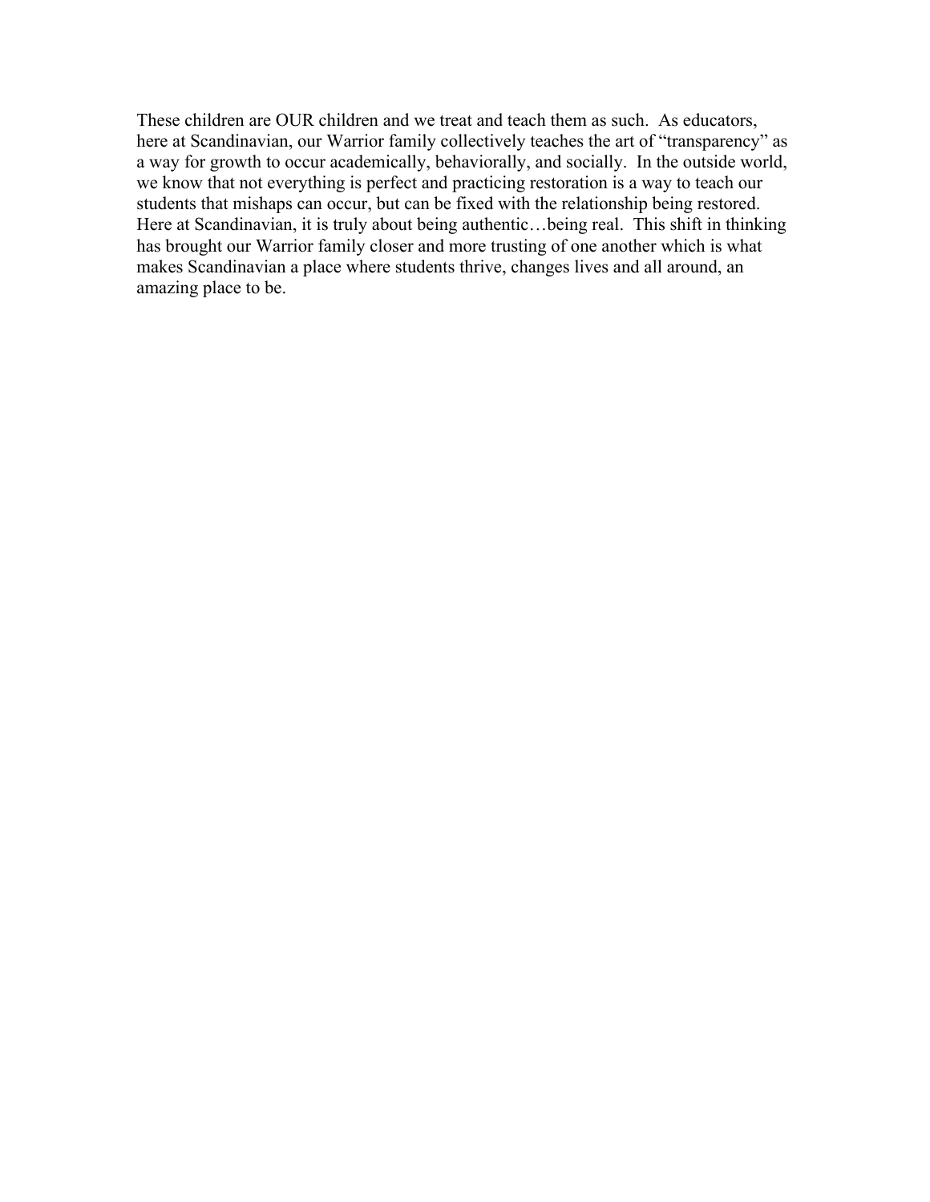These children are OUR children and we treat and teach them as such. As educators, here at Scandinavian, our Warrior family collectively teaches the art of "transparency" as a way for growth to occur academically, behaviorally, and socially. In the outside world, we know that not everything is perfect and practicing restoration is a way to teach our students that mishaps can occur, but can be fixed with the relationship being restored. Here at Scandinavian, it is truly about being authentic…being real. This shift in thinking has brought our Warrior family closer and more trusting of one another which is what makes Scandinavian a place where students thrive, changes lives and all around, an amazing place to be.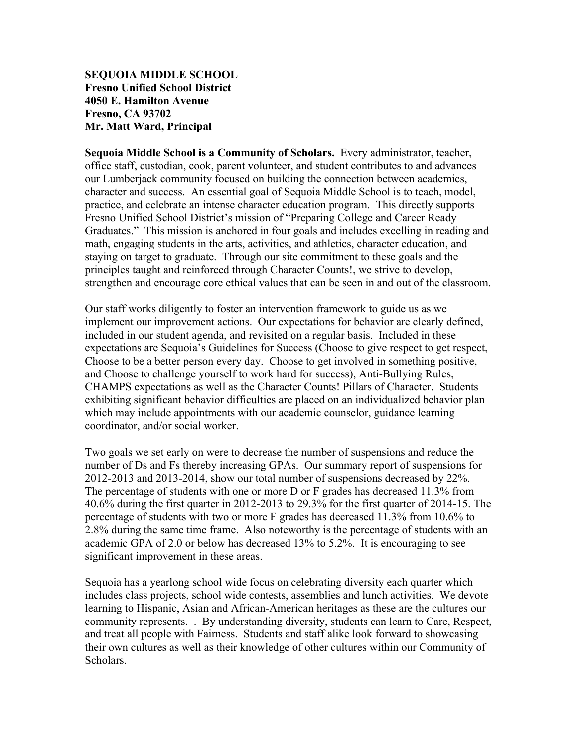**SEQUOIA MIDDLE SCHOOL**
**Fresno Unified School District**
**4050 E. Hamilton Avenue**
**Fresno, CA 93702**
**Mr. Matt Ward, Principal**

**Sequoia Middle School is a Community of Scholars.** Every administrator, teacher, office staff, custodian, cook, parent volunteer, and student contributes to and advances our Lumberjack community focused on building the connection between academics, character and success. An essential goal of Sequoia Middle School is to teach, model, practice, and celebrate an intense character education program. This directly supports Fresno Unified School District's mission of "Preparing College and Career Ready Graduates." This mission is anchored in four goals and includes excelling in reading and math, engaging students in the arts, activities, and athletics, character education, and staying on target to graduate. Through our site commitment to these goals and the principles taught and reinforced through Character Counts!, we strive to develop, strengthen and encourage core ethical values that can be seen in and out of the classroom.

Our staff works diligently to foster an intervention framework to guide us as we implement our improvement actions. Our expectations for behavior are clearly defined, included in our student agenda, and revisited on a regular basis. Included in these expectations are Sequoia's Guidelines for Success (Choose to give respect to get respect, Choose to be a better person every day. Choose to get involved in something positive, and Choose to challenge yourself to work hard for success), Anti-Bullying Rules, CHAMPS expectations as well as the Character Counts! Pillars of Character. Students exhibiting significant behavior difficulties are placed on an individualized behavior plan which may include appointments with our academic counselor, guidance learning coordinator, and/or social worker.

Two goals we set early on were to decrease the number of suspensions and reduce the number of Ds and Fs thereby increasing GPAs. Our summary report of suspensions for 2012-2013 and 2013-2014, show our total number of suspensions decreased by 22%. The percentage of students with one or more D or F grades has decreased 11.3% from 40.6% during the first quarter in 2012-2013 to 29.3% for the first quarter of 2014-15. The percentage of students with two or more F grades has decreased 11.3% from 10.6% to 2.8% during the same time frame. Also noteworthy is the percentage of students with an academic GPA of 2.0 or below has decreased 13% to 5.2%. It is encouraging to see significant improvement in these areas.

Sequoia has a yearlong school wide focus on celebrating diversity each quarter which includes class projects, school wide contests, assemblies and lunch activities. We devote learning to Hispanic, Asian and African-American heritages as these are the cultures our community represents. . By understanding diversity, students can learn to Care, Respect, and treat all people with Fairness. Students and staff alike look forward to showcasing their own cultures as well as their knowledge of other cultures within our Community of Scholars.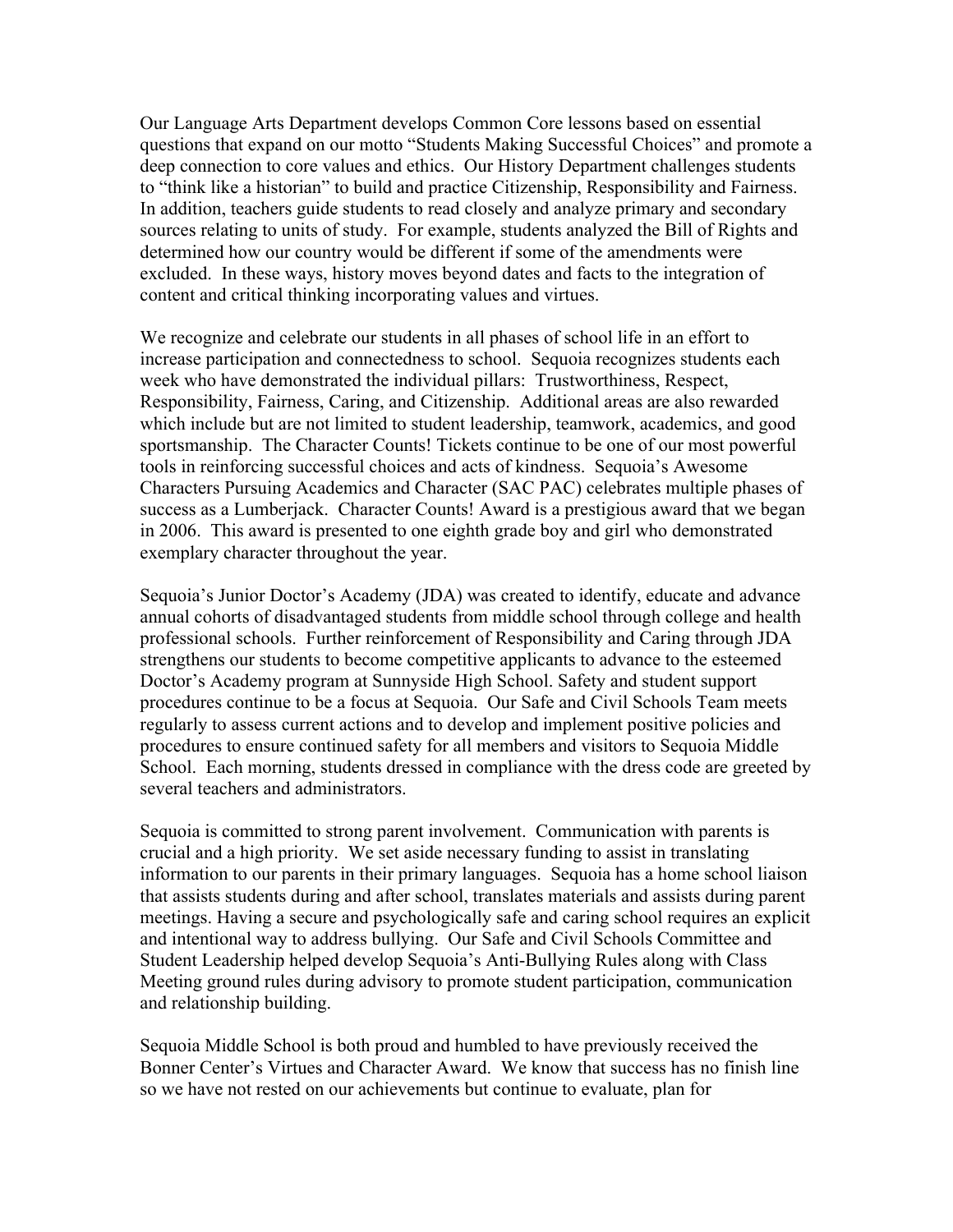Our Language Arts Department develops Common Core lessons based on essential questions that expand on our motto "Students Making Successful Choices" and promote a deep connection to core values and ethics. Our History Department challenges students to "think like a historian" to build and practice Citizenship, Responsibility and Fairness. In addition, teachers guide students to read closely and analyze primary and secondary sources relating to units of study. For example, students analyzed the Bill of Rights and determined how our country would be different if some of the amendments were excluded. In these ways, history moves beyond dates and facts to the integration of content and critical thinking incorporating values and virtues.

We recognize and celebrate our students in all phases of school life in an effort to increase participation and connectedness to school. Sequoia recognizes students each week who have demonstrated the individual pillars: Trustworthiness, Respect, Responsibility, Fairness, Caring, and Citizenship. Additional areas are also rewarded which include but are not limited to student leadership, teamwork, academics, and good sportsmanship. The Character Counts! Tickets continue to be one of our most powerful tools in reinforcing successful choices and acts of kindness. Sequoia's Awesome Characters Pursuing Academics and Character (SAC PAC) celebrates multiple phases of success as a Lumberjack. Character Counts! Award is a prestigious award that we began in 2006. This award is presented to one eighth grade boy and girl who demonstrated exemplary character throughout the year.

Sequoia's Junior Doctor's Academy (JDA) was created to identify, educate and advance annual cohorts of disadvantaged students from middle school through college and health professional schools. Further reinforcement of Responsibility and Caring through JDA strengthens our students to become competitive applicants to advance to the esteemed Doctor's Academy program at Sunnyside High School. Safety and student support procedures continue to be a focus at Sequoia. Our Safe and Civil Schools Team meets regularly to assess current actions and to develop and implement positive policies and procedures to ensure continued safety for all members and visitors to Sequoia Middle School. Each morning, students dressed in compliance with the dress code are greeted by several teachers and administrators.

Sequoia is committed to strong parent involvement. Communication with parents is crucial and a high priority. We set aside necessary funding to assist in translating information to our parents in their primary languages. Sequoia has a home school liaison that assists students during and after school, translates materials and assists during parent meetings. Having a secure and psychologically safe and caring school requires an explicit and intentional way to address bullying. Our Safe and Civil Schools Committee and Student Leadership helped develop Sequoia's Anti-Bullying Rules along with Class Meeting ground rules during advisory to promote student participation, communication and relationship building.

Sequoia Middle School is both proud and humbled to have previously received the Bonner Center's Virtues and Character Award. We know that success has no finish line so we have not rested on our achievements but continue to evaluate, plan for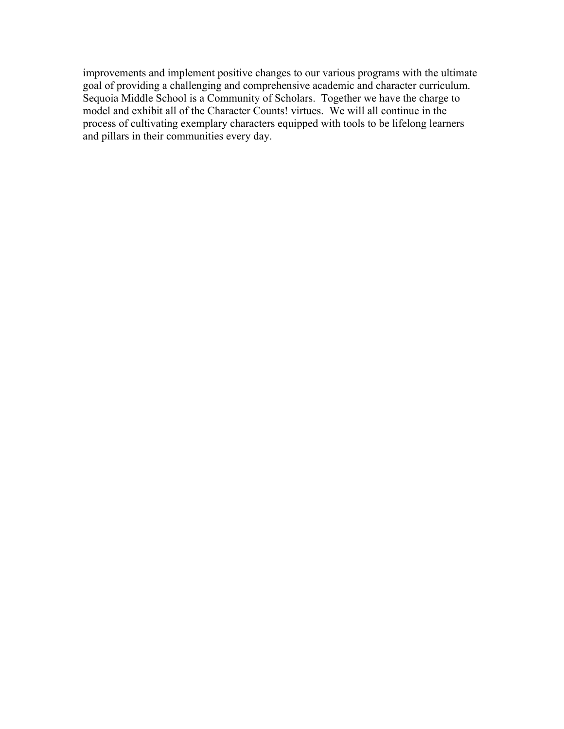improvements and implement positive changes to our various programs with the ultimate goal of providing a challenging and comprehensive academic and character curriculum. Sequoia Middle School is a Community of Scholars. Together we have the charge to model and exhibit all of the Character Counts! virtues. We will all continue in the process of cultivating exemplary characters equipped with tools to be lifelong learners and pillars in their communities every day.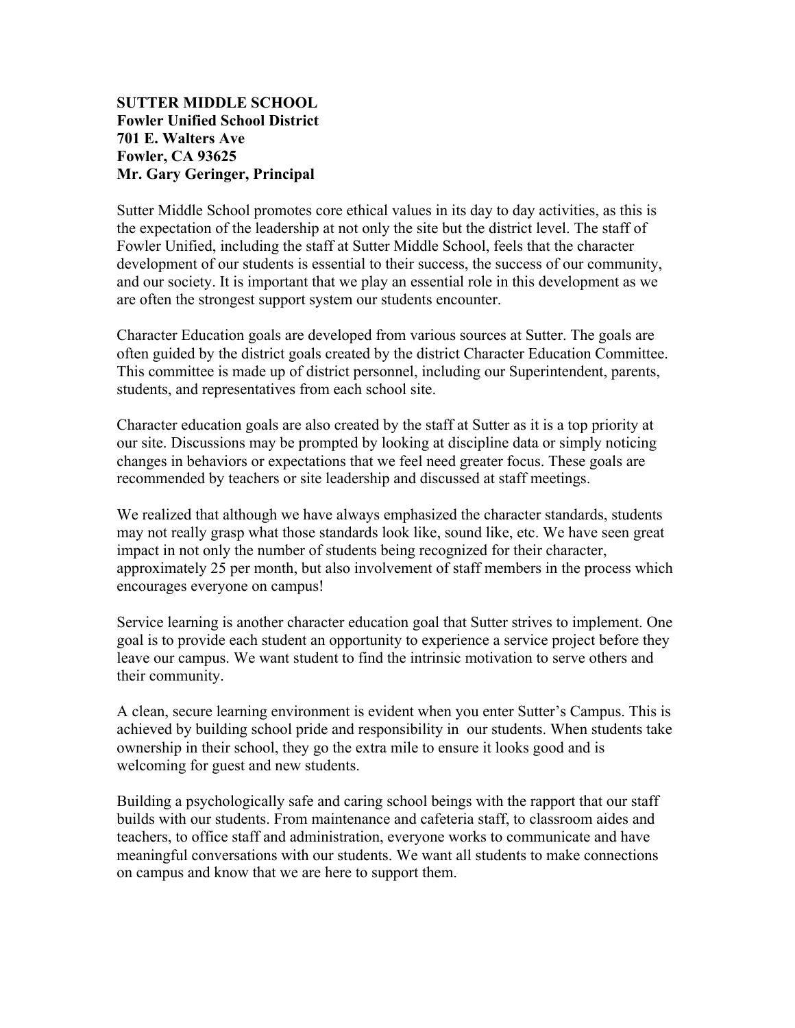**SUTTER MIDDLE SCHOOL**
**Fowler Unified School District**
**701 E. Walters Ave**
**Fowler, CA 93625**
**Mr. Gary Geringer, Principal**

Sutter Middle School promotes core ethical values in its day to day activities, as this is the expectation of the leadership at not only the site but the district level. The staff of Fowler Unified, including the staff at Sutter Middle School, feels that the character development of our students is essential to their success, the success of our community, and our society. It is important that we play an essential role in this development as we are often the strongest support system our students encounter.

Character Education goals are developed from various sources at Sutter. The goals are often guided by the district goals created by the district Character Education Committee. This committee is made up of district personnel, including our Superintendent, parents, students, and representatives from each school site.

Character education goals are also created by the staff at Sutter as it is a top priority at our site. Discussions may be prompted by looking at discipline data or simply noticing changes in behaviors or expectations that we feel need greater focus. These goals are recommended by teachers or site leadership and discussed at staff meetings.

We realized that although we have always emphasized the character standards, students may not really grasp what those standards look like, sound like, etc. We have seen great impact in not only the number of students being recognized for their character, approximately 25 per month, but also involvement of staff members in the process which encourages everyone on campus!

Service learning is another character education goal that Sutter strives to implement. One goal is to provide each student an opportunity to experience a service project before they leave our campus. We want student to find the intrinsic motivation to serve others and their community.

A clean, secure learning environment is evident when you enter Sutter's Campus. This is achieved by building school pride and responsibility in our students. When students take ownership in their school, they go the extra mile to ensure it looks good and is welcoming for guest and new students.

Building a psychologically safe and caring school beings with the rapport that our staff builds with our students. From maintenance and cafeteria staff, to classroom aides and teachers, to office staff and administration, everyone works to communicate and have meaningful conversations with our students. We want all students to make connections on campus and know that we are here to support them.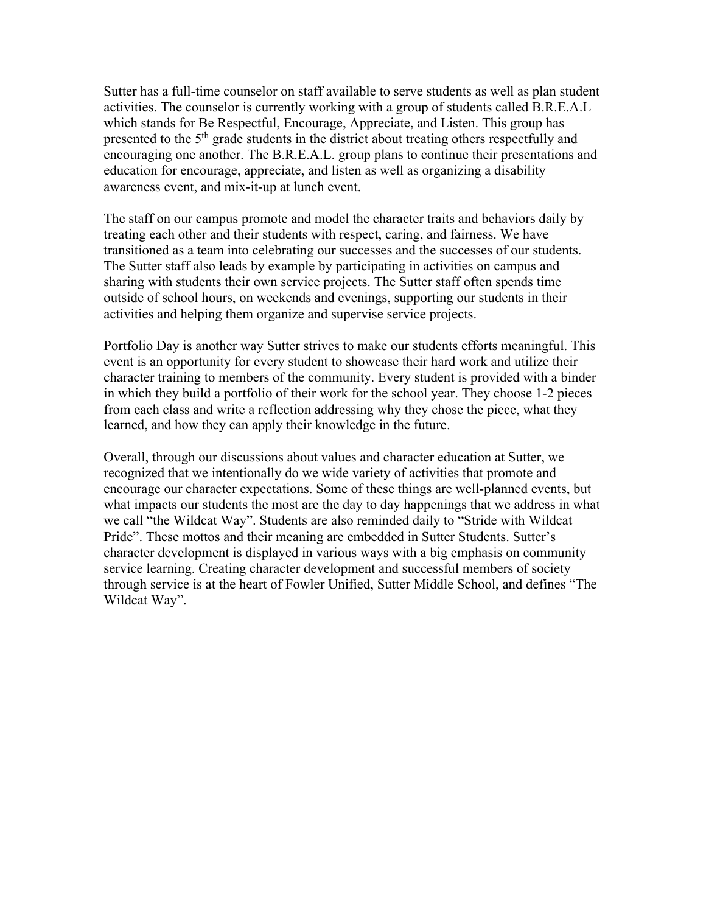Sutter has a full-time counselor on staff available to serve students as well as plan student activities. The counselor is currently working with a group of students called B.R.E.A.L which stands for Be Respectful, Encourage, Appreciate, and Listen. This group has presented to the 5th grade students in the district about treating others respectfully and encouraging one another. The B.R.E.A.L. group plans to continue their presentations and education for encourage, appreciate, and listen as well as organizing a disability awareness event, and mix-it-up at lunch event.

The staff on our campus promote and model the character traits and behaviors daily by treating each other and their students with respect, caring, and fairness. We have transitioned as a team into celebrating our successes and the successes of our students. The Sutter staff also leads by example by participating in activities on campus and sharing with students their own service projects. The Sutter staff often spends time outside of school hours, on weekends and evenings, supporting our students in their activities and helping them organize and supervise service projects.

Portfolio Day is another way Sutter strives to make our students efforts meaningful. This event is an opportunity for every student to showcase their hard work and utilize their character training to members of the community. Every student is provided with a binder in which they build a portfolio of their work for the school year. They choose 1-2 pieces from each class and write a reflection addressing why they chose the piece, what they learned, and how they can apply their knowledge in the future.

Overall, through our discussions about values and character education at Sutter, we recognized that we intentionally do we wide variety of activities that promote and encourage our character expectations. Some of these things are well-planned events, but what impacts our students the most are the day to day happenings that we address in what we call “the Wildcat Way”. Students are also reminded daily to “Stride with Wildcat Pride”. These mottos and their meaning are embedded in Sutter Students. Sutter’s character development is displayed in various ways with a big emphasis on community service learning. Creating character development and successful members of society through service is at the heart of Fowler Unified, Sutter Middle School, and defines “The Wildcat Way”.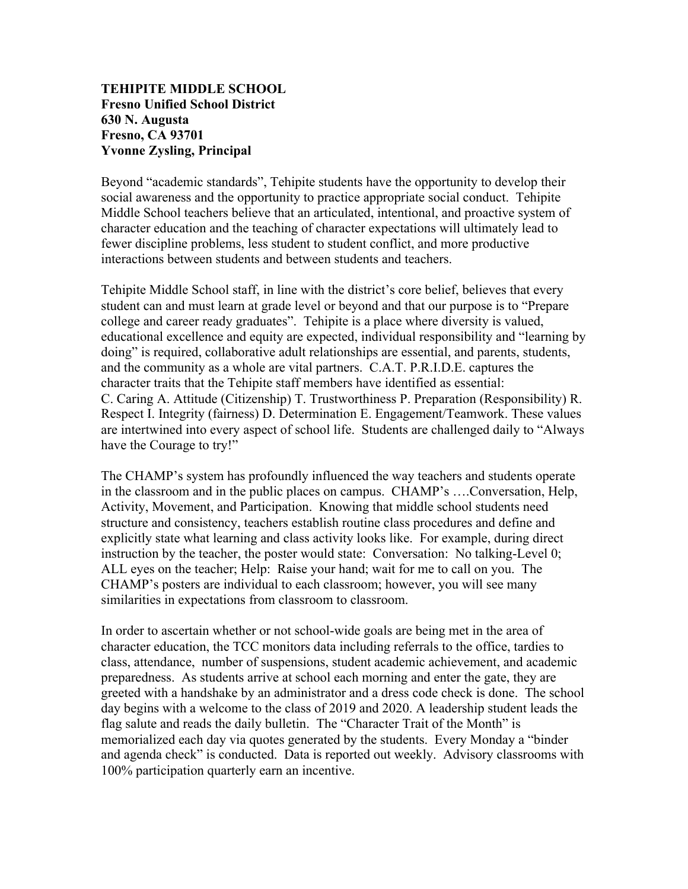**TEHIPITE MIDDLE SCHOOL**
**Fresno Unified School District**
**630 N. Augusta**
**Fresno, CA 93701**
**Yvonne Zysling, Principal**

Beyond "academic standards", Tehipite students have the opportunity to develop their social awareness and the opportunity to practice appropriate social conduct. Tehipite Middle School teachers believe that an articulated, intentional, and proactive system of character education and the teaching of character expectations will ultimately lead to fewer discipline problems, less student to student conflict, and more productive interactions between students and between students and teachers.

Tehipite Middle School staff, in line with the district's core belief, believes that every student can and must learn at grade level or beyond and that our purpose is to "Prepare college and career ready graduates". Tehipite is a place where diversity is valued, educational excellence and equity are expected, individual responsibility and "learning by doing" is required, collaborative adult relationships are essential, and parents, students, and the community as a whole are vital partners. C.A.T. P.R.I.D.E. captures the character traits that the Tehipite staff members have identified as essential: C. Caring A. Attitude (Citizenship) T. Trustworthiness P. Preparation (Responsibility) R. Respect I. Integrity (fairness) D. Determination E. Engagement/Teamwork. These values are intertwined into every aspect of school life. Students are challenged daily to "Always have the Courage to try!"

The CHAMP's system has profoundly influenced the way teachers and students operate in the classroom and in the public places on campus. CHAMP's ….Conversation, Help, Activity, Movement, and Participation. Knowing that middle school students need structure and consistency, teachers establish routine class procedures and define and explicitly state what learning and class activity looks like. For example, during direct instruction by the teacher, the poster would state: Conversation: No talking-Level 0; ALL eyes on the teacher; Help: Raise your hand; wait for me to call on you. The CHAMP's posters are individual to each classroom; however, you will see many similarities in expectations from classroom to classroom.

In order to ascertain whether or not school-wide goals are being met in the area of character education, the TCC monitors data including referrals to the office, tardies to class, attendance, number of suspensions, student academic achievement, and academic preparedness. As students arrive at school each morning and enter the gate, they are greeted with a handshake by an administrator and a dress code check is done. The school day begins with a welcome to the class of 2019 and 2020. A leadership student leads the flag salute and reads the daily bulletin. The "Character Trait of the Month" is memorialized each day via quotes generated by the students. Every Monday a "binder and agenda check" is conducted. Data is reported out weekly. Advisory classrooms with 100% participation quarterly earn an incentive.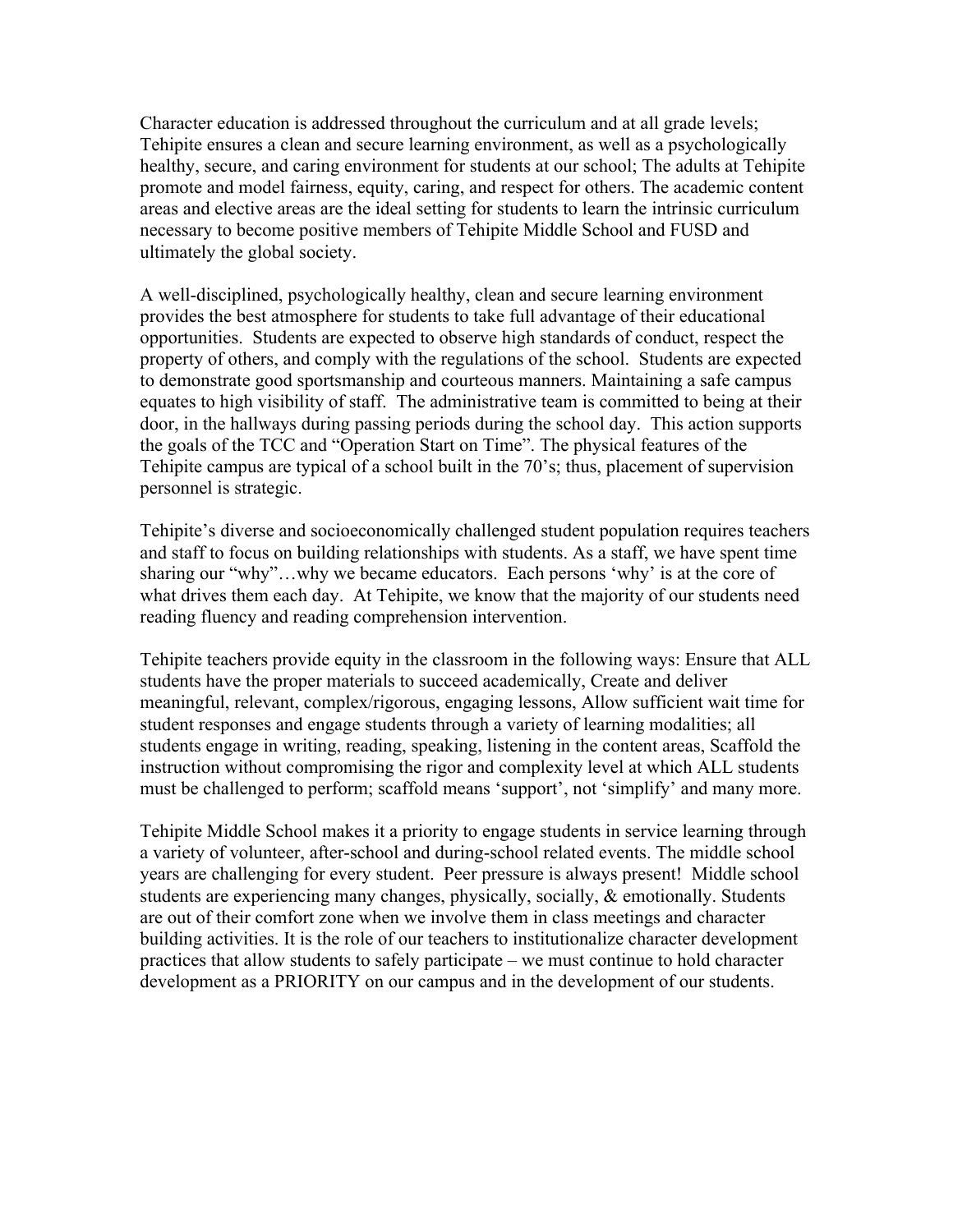Character education is addressed throughout the curriculum and at all grade levels; Tehipite ensures a clean and secure learning environment, as well as a psychologically healthy, secure, and caring environment for students at our school; The adults at Tehipite promote and model fairness, equity, caring, and respect for others. The academic content areas and elective areas are the ideal setting for students to learn the intrinsic curriculum necessary to become positive members of Tehipite Middle School and FUSD and ultimately the global society.

A well-disciplined, psychologically healthy, clean and secure learning environment provides the best atmosphere for students to take full advantage of their educational opportunities. Students are expected to observe high standards of conduct, respect the property of others, and comply with the regulations of the school. Students are expected to demonstrate good sportsmanship and courteous manners. Maintaining a safe campus equates to high visibility of staff. The administrative team is committed to being at their door, in the hallways during passing periods during the school day. This action supports the goals of the TCC and "Operation Start on Time". The physical features of the Tehipite campus are typical of a school built in the 70's; thus, placement of supervision personnel is strategic.

Tehipite's diverse and socioeconomically challenged student population requires teachers and staff to focus on building relationships with students. As a staff, we have spent time sharing our "why"…why we became educators. Each persons 'why' is at the core of what drives them each day. At Tehipite, we know that the majority of our students need reading fluency and reading comprehension intervention.

Tehipite teachers provide equity in the classroom in the following ways: Ensure that ALL students have the proper materials to succeed academically, Create and deliver meaningful, relevant, complex/rigorous, engaging lessons, Allow sufficient wait time for student responses and engage students through a variety of learning modalities; all students engage in writing, reading, speaking, listening in the content areas, Scaffold the instruction without compromising the rigor and complexity level at which ALL students must be challenged to perform; scaffold means 'support', not 'simplify' and many more.

Tehipite Middle School makes it a priority to engage students in service learning through a variety of volunteer, after-school and during-school related events. The middle school years are challenging for every student. Peer pressure is always present! Middle school students are experiencing many changes, physically, socially, & emotionally. Students are out of their comfort zone when we involve them in class meetings and character building activities. It is the role of our teachers to institutionalize character development practices that allow students to safely participate – we must continue to hold character development as a PRIORITY on our campus and in the development of our students.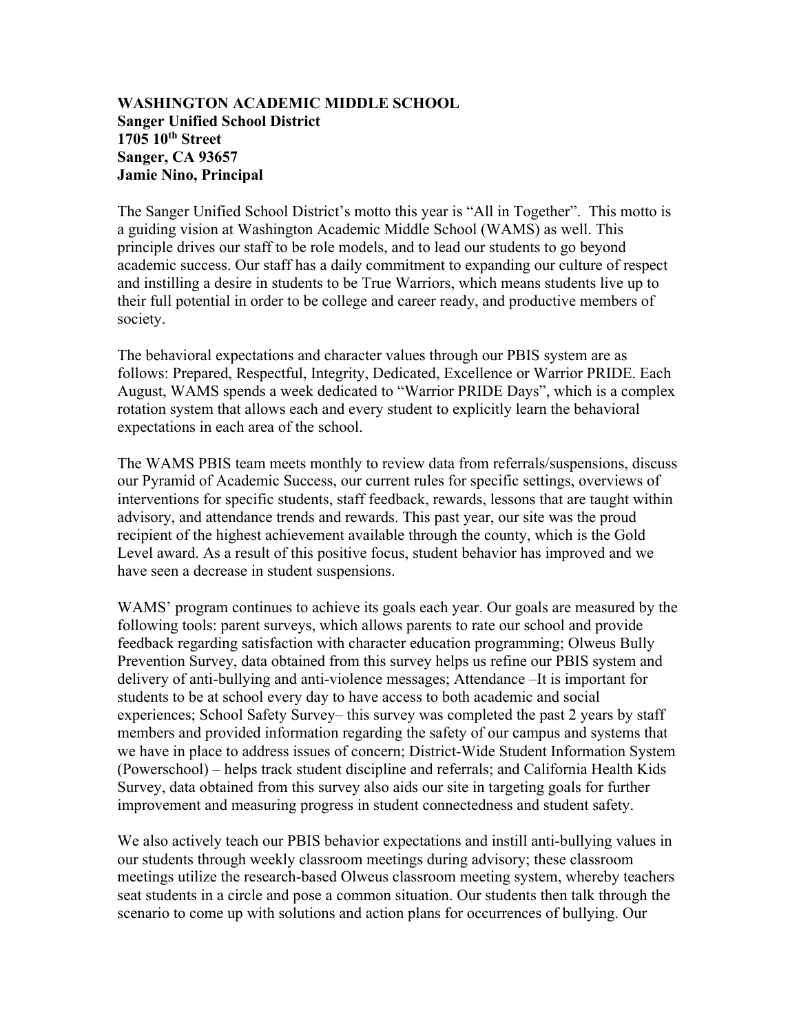**WASHINGTON ACADEMIC MIDDLE SCHOOL**
**Sanger Unified School District**
**1705 10th Street**
**Sanger, CA 93657**
**Jamie Nino, Principal**

The Sanger Unified School District's motto this year is "All in Together". This motto is a guiding vision at Washington Academic Middle School (WAMS) as well. This principle drives our staff to be role models, and to lead our students to go beyond academic success. Our staff has a daily commitment to expanding our culture of respect and instilling a desire in students to be True Warriors, which means students live up to their full potential in order to be college and career ready, and productive members of society.

The behavioral expectations and character values through our PBIS system are as follows: Prepared, Respectful, Integrity, Dedicated, Excellence or Warrior PRIDE. Each August, WAMS spends a week dedicated to "Warrior PRIDE Days", which is a complex rotation system that allows each and every student to explicitly learn the behavioral expectations in each area of the school.

The WAMS PBIS team meets monthly to review data from referrals/suspensions, discuss our Pyramid of Academic Success, our current rules for specific settings, overviews of interventions for specific students, staff feedback, rewards, lessons that are taught within advisory, and attendance trends and rewards. This past year, our site was the proud recipient of the highest achievement available through the county, which is the Gold Level award. As a result of this positive focus, student behavior has improved and we have seen a decrease in student suspensions.

WAMS' program continues to achieve its goals each year. Our goals are measured by the following tools: parent surveys, which allows parents to rate our school and provide feedback regarding satisfaction with character education programming; Olweus Bully Prevention Survey, data obtained from this survey helps us refine our PBIS system and delivery of anti-bullying and anti-violence messages; Attendance –It is important for students to be at school every day to have access to both academic and social experiences; School Safety Survey– this survey was completed the past 2 years by staff members and provided information regarding the safety of our campus and systems that we have in place to address issues of concern; District-Wide Student Information System (Powerschool) – helps track student discipline and referrals; and California Health Kids Survey, data obtained from this survey also aids our site in targeting goals for further improvement and measuring progress in student connectedness and student safety.

We also actively teach our PBIS behavior expectations and instill anti-bullying values in our students through weekly classroom meetings during advisory; these classroom meetings utilize the research-based Olweus classroom meeting system, whereby teachers seat students in a circle and pose a common situation. Our students then talk through the scenario to come up with solutions and action plans for occurrences of bullying. Our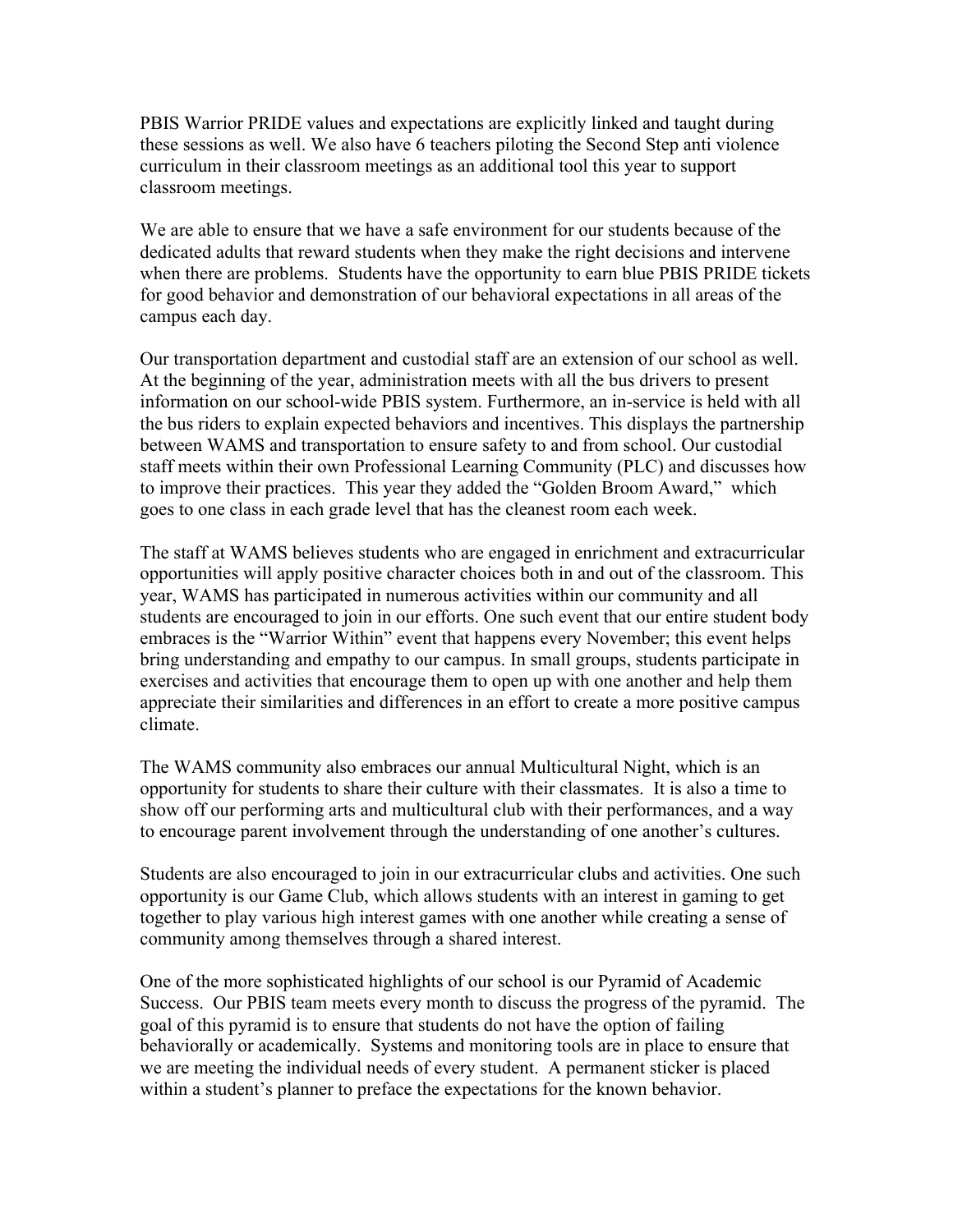PBIS Warrior PRIDE values and expectations are explicitly linked and taught during these sessions as well. We also have 6 teachers piloting the Second Step anti violence curriculum in their classroom meetings as an additional tool this year to support classroom meetings.

We are able to ensure that we have a safe environment for our students because of the dedicated adults that reward students when they make the right decisions and intervene when there are problems. Students have the opportunity to earn blue PBIS PRIDE tickets for good behavior and demonstration of our behavioral expectations in all areas of the campus each day.

Our transportation department and custodial staff are an extension of our school as well. At the beginning of the year, administration meets with all the bus drivers to present information on our school-wide PBIS system. Furthermore, an in-service is held with all the bus riders to explain expected behaviors and incentives. This displays the partnership between WAMS and transportation to ensure safety to and from school. Our custodial staff meets within their own Professional Learning Community (PLC) and discusses how to improve their practices. This year they added the "Golden Broom Award," which goes to one class in each grade level that has the cleanest room each week.

The staff at WAMS believes students who are engaged in enrichment and extracurricular opportunities will apply positive character choices both in and out of the classroom. This year, WAMS has participated in numerous activities within our community and all students are encouraged to join in our efforts. One such event that our entire student body embraces is the "Warrior Within" event that happens every November; this event helps bring understanding and empathy to our campus. In small groups, students participate in exercises and activities that encourage them to open up with one another and help them appreciate their similarities and differences in an effort to create a more positive campus climate.

The WAMS community also embraces our annual Multicultural Night, which is an opportunity for students to share their culture with their classmates. It is also a time to show off our performing arts and multicultural club with their performances, and a way to encourage parent involvement through the understanding of one another's cultures.

Students are also encouraged to join in our extracurricular clubs and activities. One such opportunity is our Game Club, which allows students with an interest in gaming to get together to play various high interest games with one another while creating a sense of community among themselves through a shared interest.

One of the more sophisticated highlights of our school is our Pyramid of Academic Success. Our PBIS team meets every month to discuss the progress of the pyramid. The goal of this pyramid is to ensure that students do not have the option of failing behaviorally or academically. Systems and monitoring tools are in place to ensure that we are meeting the individual needs of every student. A permanent sticker is placed within a student's planner to preface the expectations for the known behavior.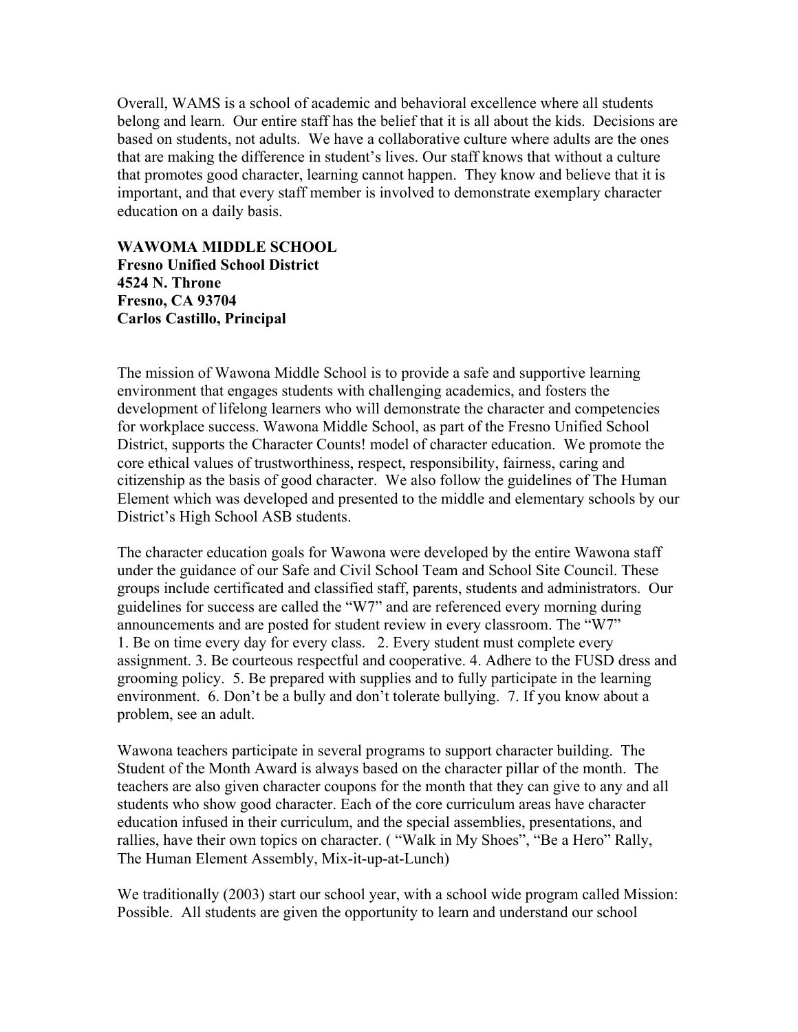Overall, WAMS is a school of academic and behavioral excellence where all students belong and learn. Our entire staff has the belief that it is all about the kids. Decisions are based on students, not adults. We have a collaborative culture where adults are the ones that are making the difference in student's lives. Our staff knows that without a culture that promotes good character, learning cannot happen. They know and believe that it is important, and that every staff member is involved to demonstrate exemplary character education on a daily basis.

**WAWOMA MIDDLE SCHOOL**
**Fresno Unified School District**
**4524 N. Throne**
**Fresno, CA 93704**
**Carlos Castillo, Principal**

The mission of Wawona Middle School is to provide a safe and supportive learning environment that engages students with challenging academics, and fosters the development of lifelong learners who will demonstrate the character and competencies for workplace success. Wawona Middle School, as part of the Fresno Unified School District, supports the Character Counts! model of character education. We promote the core ethical values of trustworthiness, respect, responsibility, fairness, caring and citizenship as the basis of good character. We also follow the guidelines of The Human Element which was developed and presented to the middle and elementary schools by our District's High School ASB students.

The character education goals for Wawona were developed by the entire Wawona staff under the guidance of our Safe and Civil School Team and School Site Council. These groups include certificated and classified staff, parents, students and administrators. Our guidelines for success are called the "W7" and are referenced every morning during announcements and are posted for student review in every classroom. The "W7" 1. Be on time every day for every class. 2. Every student must complete every assignment. 3. Be courteous respectful and cooperative. 4. Adhere to the FUSD dress and grooming policy. 5. Be prepared with supplies and to fully participate in the learning environment. 6. Don't be a bully and don't tolerate bullying. 7. If you know about a problem, see an adult.

Wawona teachers participate in several programs to support character building. The Student of the Month Award is always based on the character pillar of the month. The teachers are also given character coupons for the month that they can give to any and all students who show good character. Each of the core curriculum areas have character education infused in their curriculum, and the special assemblies, presentations, and rallies, have their own topics on character. ( "Walk in My Shoes", "Be a Hero" Rally, The Human Element Assembly, Mix-it-up-at-Lunch)

We traditionally (2003) start our school year, with a school wide program called Mission: Possible. All students are given the opportunity to learn and understand our school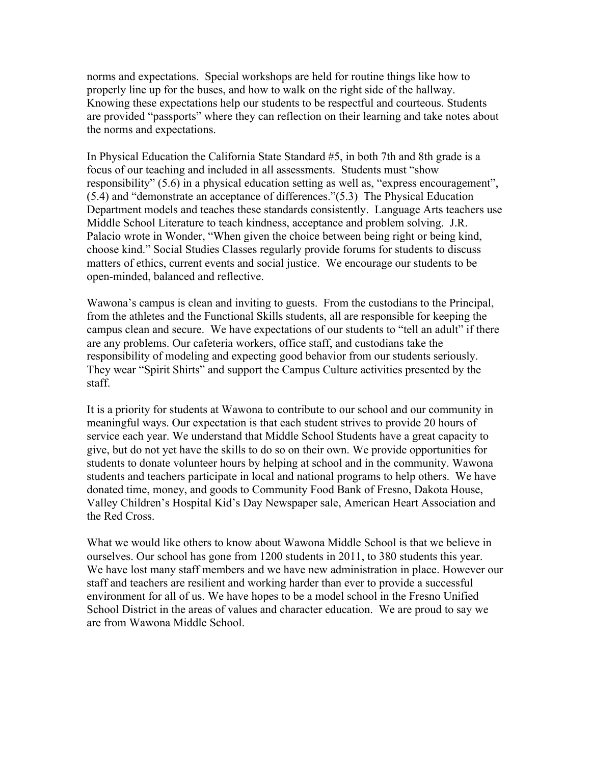norms and expectations. Special workshops are held for routine things like how to properly line up for the buses, and how to walk on the right side of the hallway. Knowing these expectations help our students to be respectful and courteous. Students are provided "passports" where they can reflection on their learning and take notes about the norms and expectations.

In Physical Education the California State Standard #5, in both 7th and 8th grade is a focus of our teaching and included in all assessments. Students must "show responsibility" (5.6) in a physical education setting as well as, "express encouragement", (5.4) and "demonstrate an acceptance of differences."(5.3) The Physical Education Department models and teaches these standards consistently. Language Arts teachers use Middle School Literature to teach kindness, acceptance and problem solving. J.R. Palacio wrote in Wonder, "When given the choice between being right or being kind, choose kind." Social Studies Classes regularly provide forums for students to discuss matters of ethics, current events and social justice. We encourage our students to be open-minded, balanced and reflective.

Wawona's campus is clean and inviting to guests. From the custodians to the Principal, from the athletes and the Functional Skills students, all are responsible for keeping the campus clean and secure. We have expectations of our students to "tell an adult" if there are any problems. Our cafeteria workers, office staff, and custodians take the responsibility of modeling and expecting good behavior from our students seriously. They wear "Spirit Shirts" and support the Campus Culture activities presented by the staff.

It is a priority for students at Wawona to contribute to our school and our community in meaningful ways. Our expectation is that each student strives to provide 20 hours of service each year. We understand that Middle School Students have a great capacity to give, but do not yet have the skills to do so on their own. We provide opportunities for students to donate volunteer hours by helping at school and in the community. Wawona students and teachers participate in local and national programs to help others. We have donated time, money, and goods to Community Food Bank of Fresno, Dakota House, Valley Children's Hospital Kid's Day Newspaper sale, American Heart Association and the Red Cross.

What we would like others to know about Wawona Middle School is that we believe in ourselves. Our school has gone from 1200 students in 2011, to 380 students this year. We have lost many staff members and we have new administration in place. However our staff and teachers are resilient and working harder than ever to provide a successful environment for all of us. We have hopes to be a model school in the Fresno Unified School District in the areas of values and character education. We are proud to say we are from Wawona Middle School.